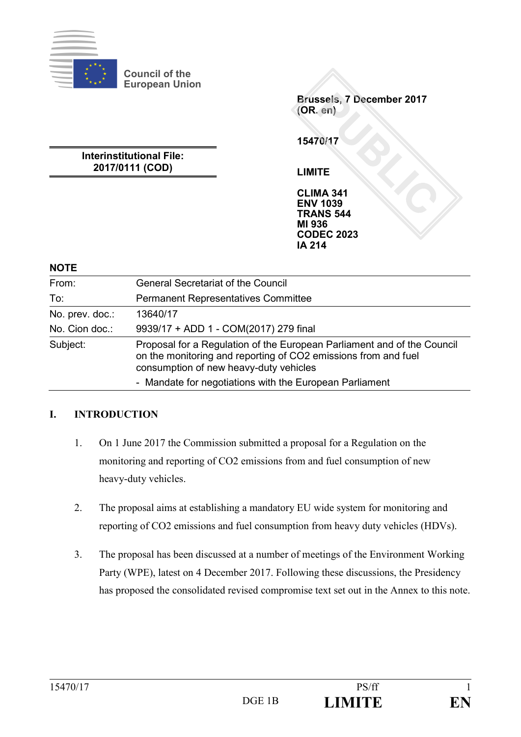Council of the European Union

Brussels, 7 December 2017
(OR. en)

15470/17

LIMITE

CLIMA 341
ENV 1039
TRANS 544
MI 936
CODEC 2023
IA 214

**Interinstitutional File:**
**2017/0111 (COD)**

**NOTE**

| | |
|---|---|
| From: | General Secretariat of the Council |
| To: | Permanent Representatives Committee |
| No. prev. doc.: | 13640/17 |
| No. Cion doc.: | 9939/17 + ADD 1 - COM(2017) 279 final |
| Subject: | Proposal for a Regulation of the European Parliament and of the Council on the monitoring and reporting of CO2 emissions from and fuel consumption of new heavy-duty vehicles<br>- Mandate for negotiations with the European Parliament |

## I. INTRODUCTION

1. On 1 June 2017 the Commission submitted a proposal for a Regulation on the monitoring and reporting of CO2 emissions from and fuel consumption of new heavy-duty vehicles.

2. The proposal aims at establishing a mandatory EU wide system for monitoring and reporting of CO2 emissions and fuel consumption from heavy duty vehicles (HDVs).

3. The proposal has been discussed at a number of meetings of the Environment Working Party (WPE), latest on 4 December 2017. Following these discussions, the Presidency has proposed the consolidated revised compromise text set out in the Annex to this note.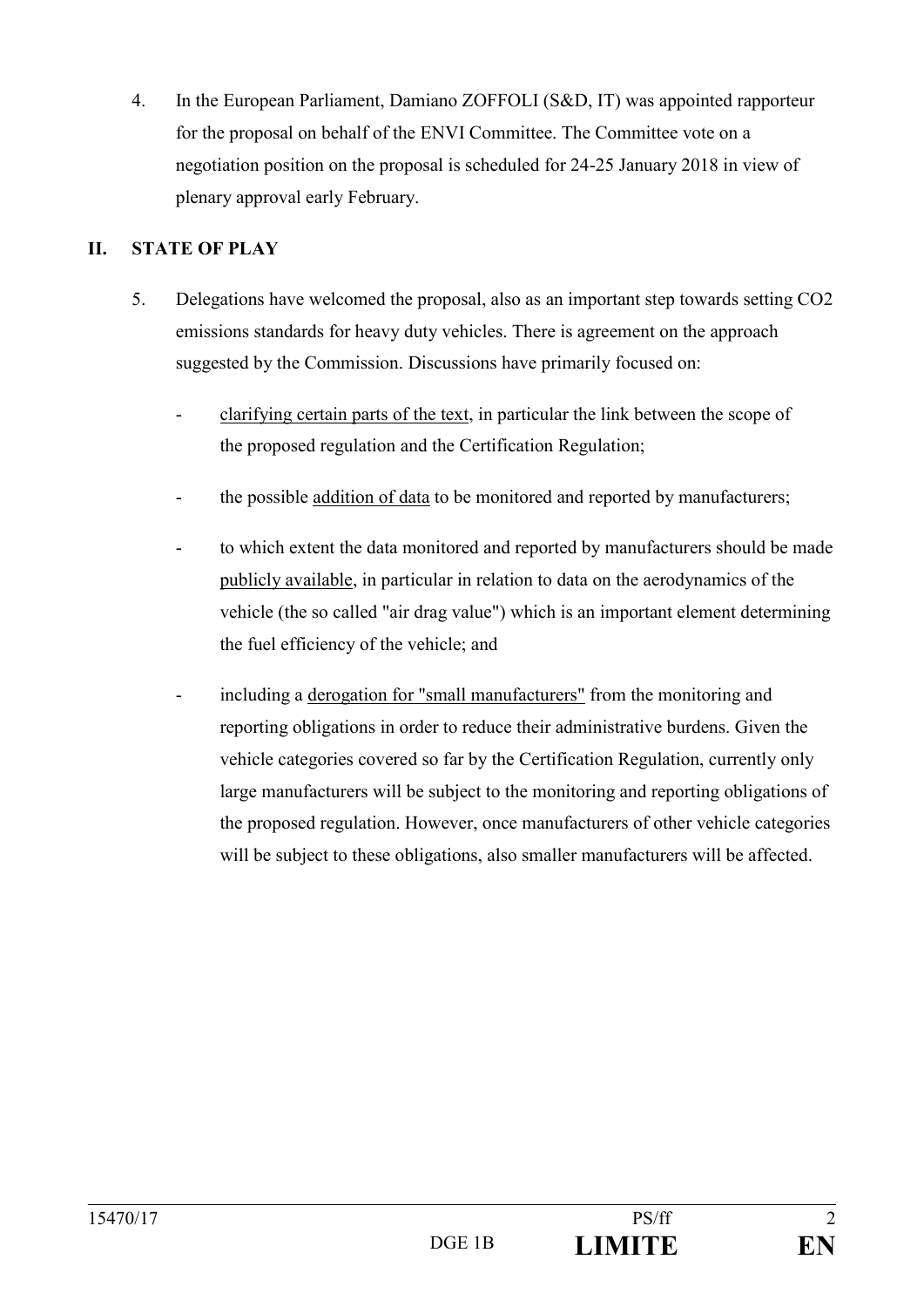4. In the European Parliament, Damiano ZOFFOLI (S&D, IT) was appointed rapporteur for the proposal on behalf of the ENVI Committee. The Committee vote on a negotiation position on the proposal is scheduled for 24-25 January 2018 in view of plenary approval early February.

## II. STATE OF PLAY

5. Delegations have welcomed the proposal, also as an important step towards setting $CO_2$ emissions standards for heavy duty vehicles. There is agreement on the approach suggested by the Commission. Discussions have primarily focused on:

   - clarifying certain parts of the text, in particular the link between the scope of the proposed regulation and the Certification Regulation;

   - the possible addition of data to be monitored and reported by manufacturers;

   - to which extent the data monitored and reported by manufacturers should be made publicly available, in particular in relation to data on the aerodynamics of the vehicle (the so called "air drag value") which is an important element determining the fuel efficiency of the vehicle; and

   - including a derogation for "small manufacturers" from the monitoring and reporting obligations in order to reduce their administrative burdens. Given the vehicle categories covered so far by the Certification Regulation, currently only large manufacturers will be subject to the monitoring and reporting obligations of the proposed regulation. However, once manufacturers of other vehicle categories will be subject to these obligations, also smaller manufacturers will be affected.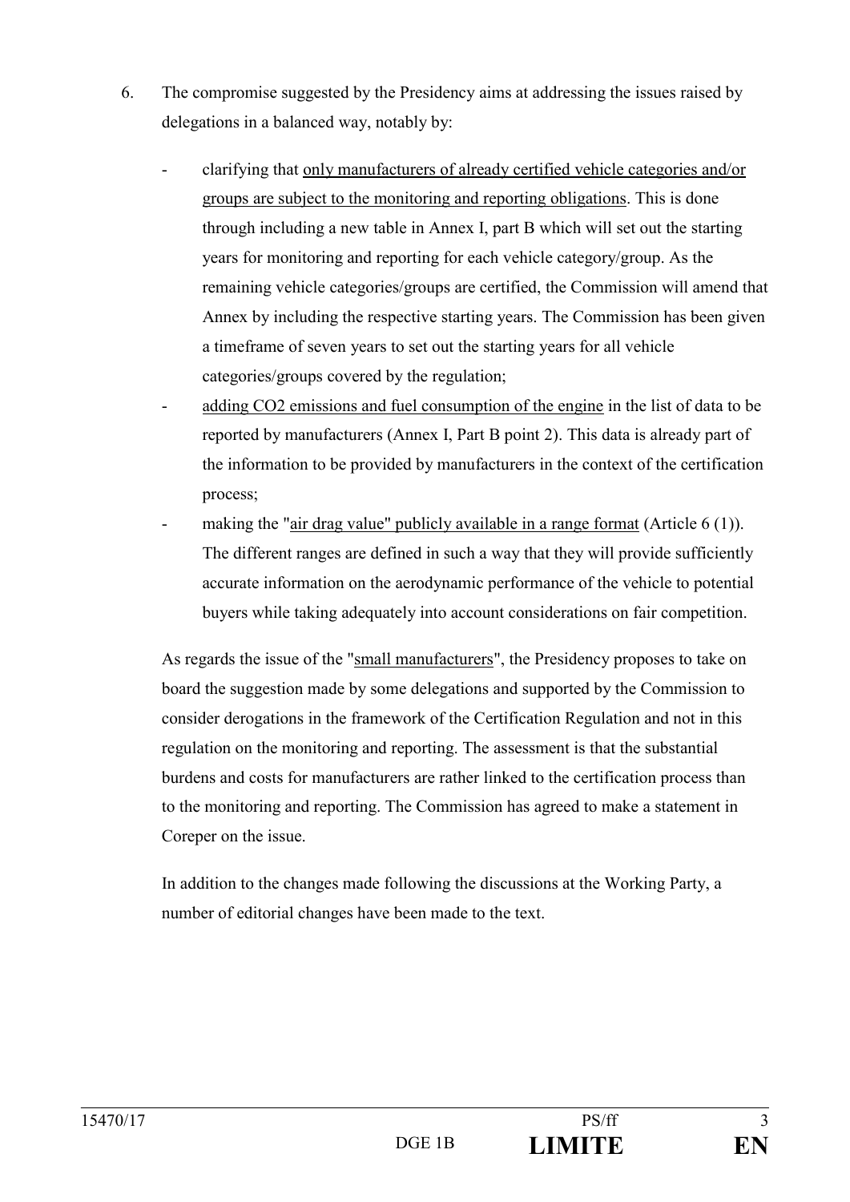6. The compromise suggested by the Presidency aims at addressing the issues raised by delegations in a balanced way, notably by:

   - clarifying that <u>only manufacturers of already certified vehicle categories and/or groups are subject to the monitoring and reporting obligations</u>. This is done through including a new table in Annex I, part B which will set out the starting years for monitoring and reporting for each vehicle category/group. As the remaining vehicle categories/groups are certified, the Commission will amend that Annex by including the respective starting years. The Commission has been given a timeframe of seven years to set out the starting years for all vehicle categories/groups covered by the regulation;
   - adding <u>$CO_2$ emissions and fuel consumption of the engine</u> in the list of data to be reported by manufacturers (Annex I, Part B point 2). This data is already part of the information to be provided by manufacturers in the context of the certification process;
   - making the "<u>air drag value" publicly available in a range format</u> (Article 6 (1)). The different ranges are defined in such a way that they will provide sufficiently accurate information on the aerodynamic performance of the vehicle to potential buyers while taking adequately into account considerations on fair competition.

   As regards the issue of the "<u>small manufacturers</u>", the Presidency proposes to take on board the suggestion made by some delegations and supported by the Commission to consider derogations in the framework of the Certification Regulation and not in this regulation on the monitoring and reporting. The assessment is that the substantial burdens and costs for manufacturers are rather linked to the certification process than to the monitoring and reporting. The Commission has agreed to make a statement in Coreper on the issue.

   In addition to the changes made following the discussions at the Working Party, a number of editorial changes have been made to the text.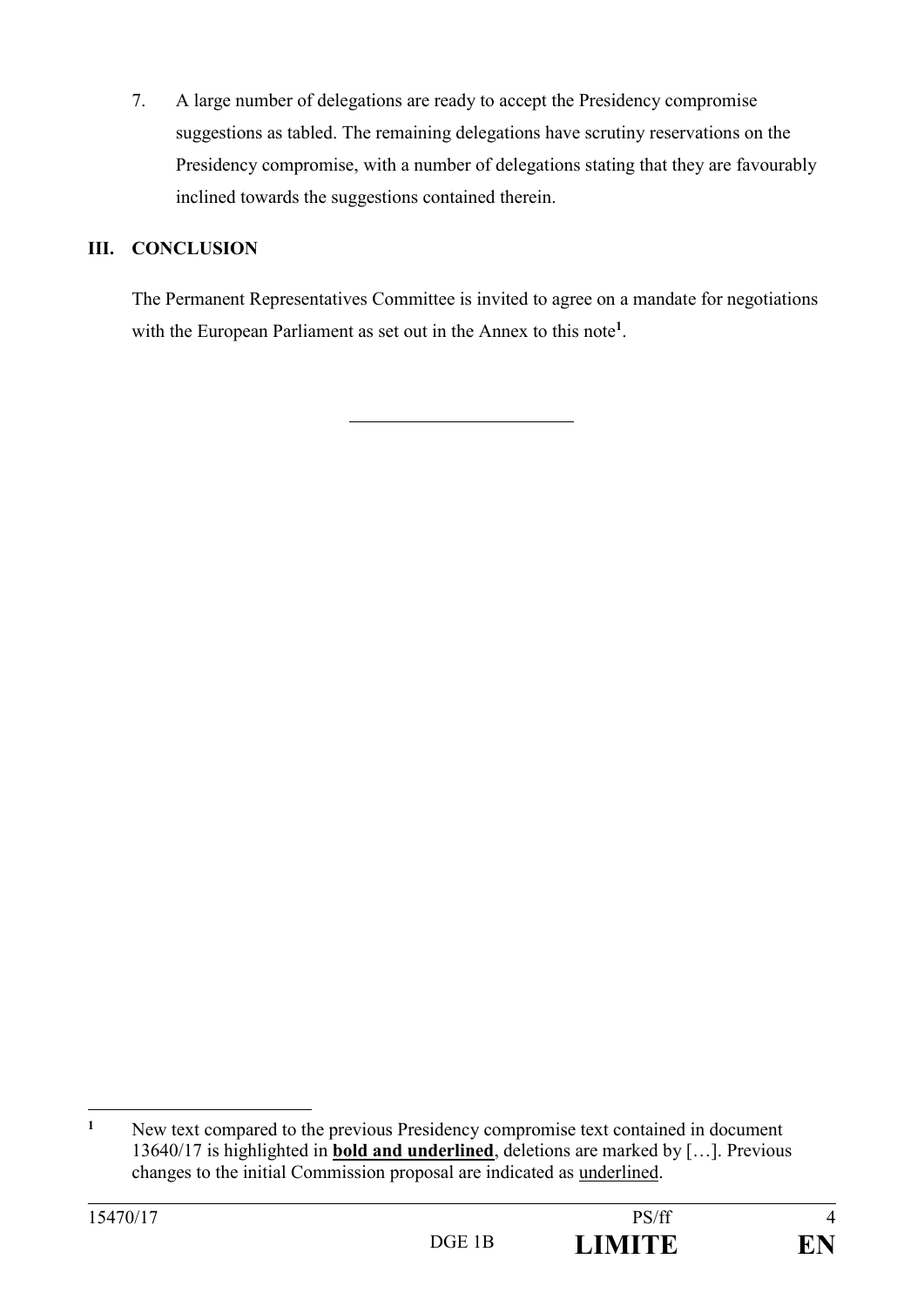7. A large number of delegations are ready to accept the Presidency compromise suggestions as tabled. The remaining delegations have scrutiny reservations on the Presidency compromise, with a number of delegations stating that they are favourably inclined towards the suggestions contained therein.

## III. CONCLUSION

The Permanent Representatives Committee is invited to agree on a mandate for negotiations with the European Parliament as set out in the Annex to this note[1].

---

[1] New text compared to the previous Presidency compromise text contained in document 13640/17 is highlighted in **<u>bold and underlined</u>**, deletions are marked by […]. Previous changes to the initial Commission proposal are indicated as <u>underlined</u>.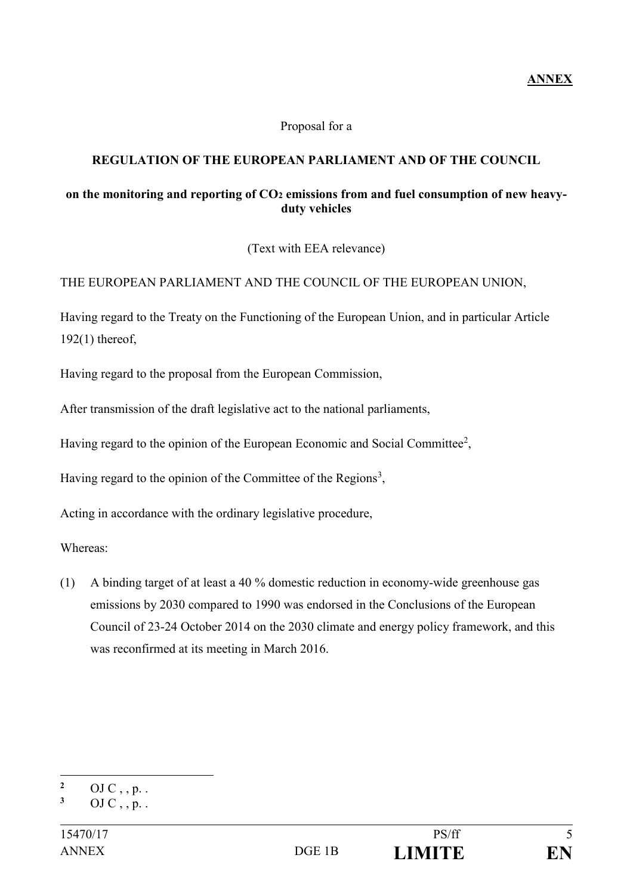**ANNEX**

Proposal for a

**REGULATION OF THE EUROPEAN PARLIAMENT AND OF THE COUNCIL**

**on the monitoring and reporting of $CO_2$ emissions from and fuel consumption of new heavy-duty vehicles**

(Text with EEA relevance)

THE EUROPEAN PARLIAMENT AND THE COUNCIL OF THE EUROPEAN UNION,

Having regard to the Treaty on the Functioning of the European Union, and in particular Article 192(1) thereof,

Having regard to the proposal from the European Commission,

After transmission of the draft legislative act to the national parliaments,

Having regard to the opinion of the European Economic and Social Committee[2],

Having regard to the opinion of the Committee of the Regions[3],

Acting in accordance with the ordinary legislative procedure,

Whereas:

(1) A binding target of at least a 40 % domestic reduction in economy-wide greenhouse gas emissions by 2030 compared to 1990 was endorsed in the Conclusions of the European Council of 23-24 October 2014 on the 2030 climate and energy policy framework, and this was reconfirmed at its meeting in March 2016.

---

[2] OJ C , , p. .

[3] OJ C , , p. .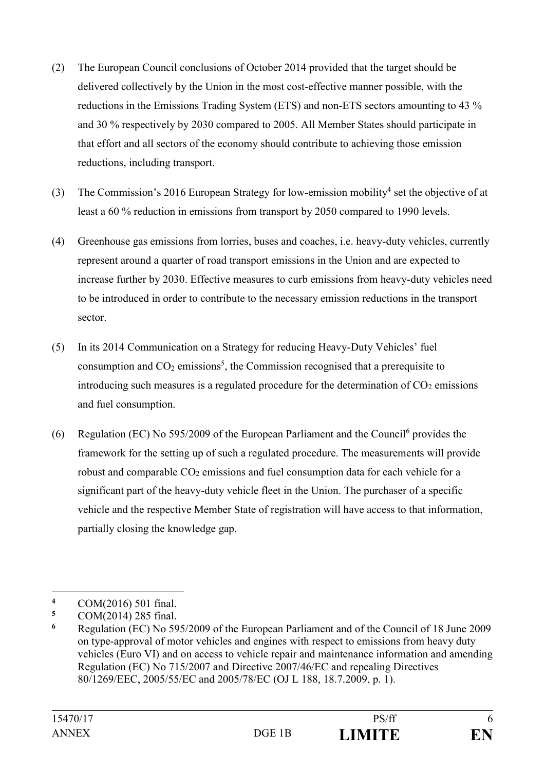(2) The European Council conclusions of October 2014 provided that the target should be delivered collectively by the Union in the most cost-effective manner possible, with the reductions in the Emissions Trading System (ETS) and non-ETS sectors amounting to 43 % and 30 % respectively by 2030 compared to 2005. All Member States should participate in that effort and all sectors of the economy should contribute to achieving those emission reductions, including transport.

(3) The Commission's 2016 European Strategy for low-emission mobility[4] set the objective of at least a 60 % reduction in emissions from transport by 2050 compared to 1990 levels.

(4) Greenhouse gas emissions from lorries, buses and coaches, i.e. heavy-duty vehicles, currently represent around a quarter of road transport emissions in the Union and are expected to increase further by 2030. Effective measures to curb emissions from heavy-duty vehicles need to be introduced in order to contribute to the necessary emission reductions in the transport sector.

(5) In its 2014 Communication on a Strategy for reducing Heavy-Duty Vehicles' fuel consumption and $CO_2$ emissions[5], the Commission recognised that a prerequisite to introducing such measures is a regulated procedure for the determination of $CO_2$ emissions and fuel consumption.

(6) Regulation (EC) No 595/2009 of the European Parliament and the Council[6] provides the framework for the setting up of such a regulated procedure. The measurements will provide robust and comparable $CO_2$ emissions and fuel consumption data for each vehicle for a significant part of the heavy-duty vehicle fleet in the Union. The purchaser of a specific vehicle and the respective Member State of registration will have access to that information, partially closing the knowledge gap.

---

[4] COM(2016) 501 final.

[5] COM(2014) 285 final.

[6] Regulation (EC) No 595/2009 of the European Parliament and of the Council of 18 June 2009 on type-approval of motor vehicles and engines with respect to emissions from heavy duty vehicles (Euro VI) and on access to vehicle repair and maintenance information and amending Regulation (EC) No 715/2007 and Directive 2007/46/EC and repealing Directives 80/1269/EEC, 2005/55/EC and 2005/78/EC (OJ L 188, 18.7.2009, p. 1).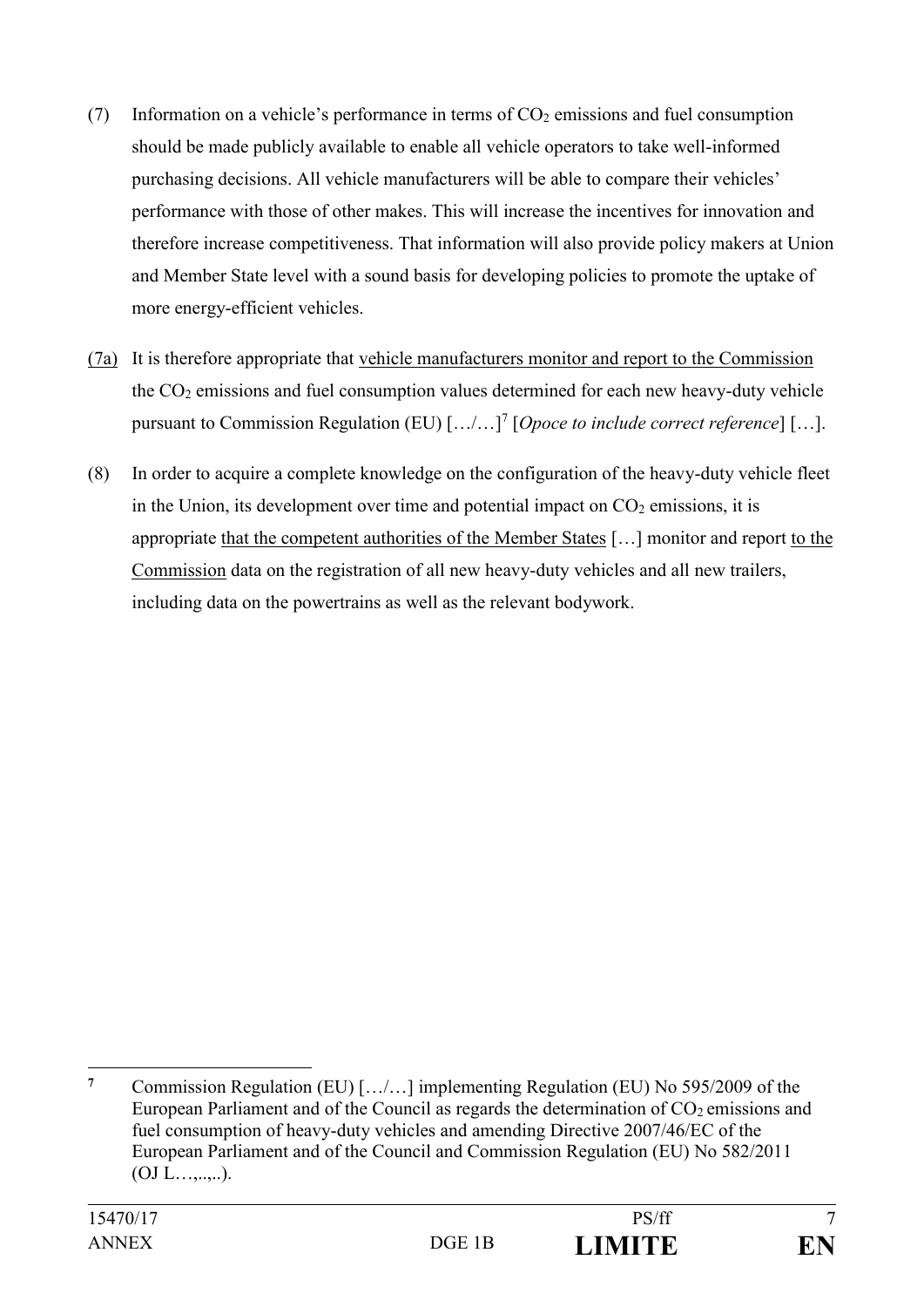(7) Information on a vehicle's performance in terms of $CO_2$ emissions and fuel consumption should be made publicly available to enable all vehicle operators to take well-informed purchasing decisions. All vehicle manufacturers will be able to compare their vehicles' performance with those of other makes. This will increase the incentives for innovation and therefore increase competitiveness. That information will also provide policy makers at Union and Member State level with a sound basis for developing policies to promote the uptake of more energy-efficient vehicles.

<u>(7a)</u> It is therefore appropriate that <u>vehicle manufacturers monitor and report to the Commission</u> the $CO_2$ emissions and fuel consumption values determined for each new heavy-duty vehicle pursuant to Commission Regulation (EU) […/…][7] [*Opoce to include correct reference*] […].

(8) In order to acquire a complete knowledge on the configuration of the heavy-duty vehicle fleet in the Union, its development over time and potential impact on $CO_2$ emissions, it is appropriate <u>that the competent authorities of the Member States</u> […] monitor and report <u>to the Commission</u> data on the registration of all new heavy-duty vehicles and all new trailers, including data on the powertrains as well as the relevant bodywork.

---

[7] Commission Regulation (EU) […/…] implementing Regulation (EU) No 595/2009 of the European Parliament and of the Council as regards the determination of $CO_2$ emissions and fuel consumption of heavy-duty vehicles and amending Directive 2007/46/EC of the European Parliament and of the Council and Commission Regulation (EU) No 582/2011 (OJ L…,..,..).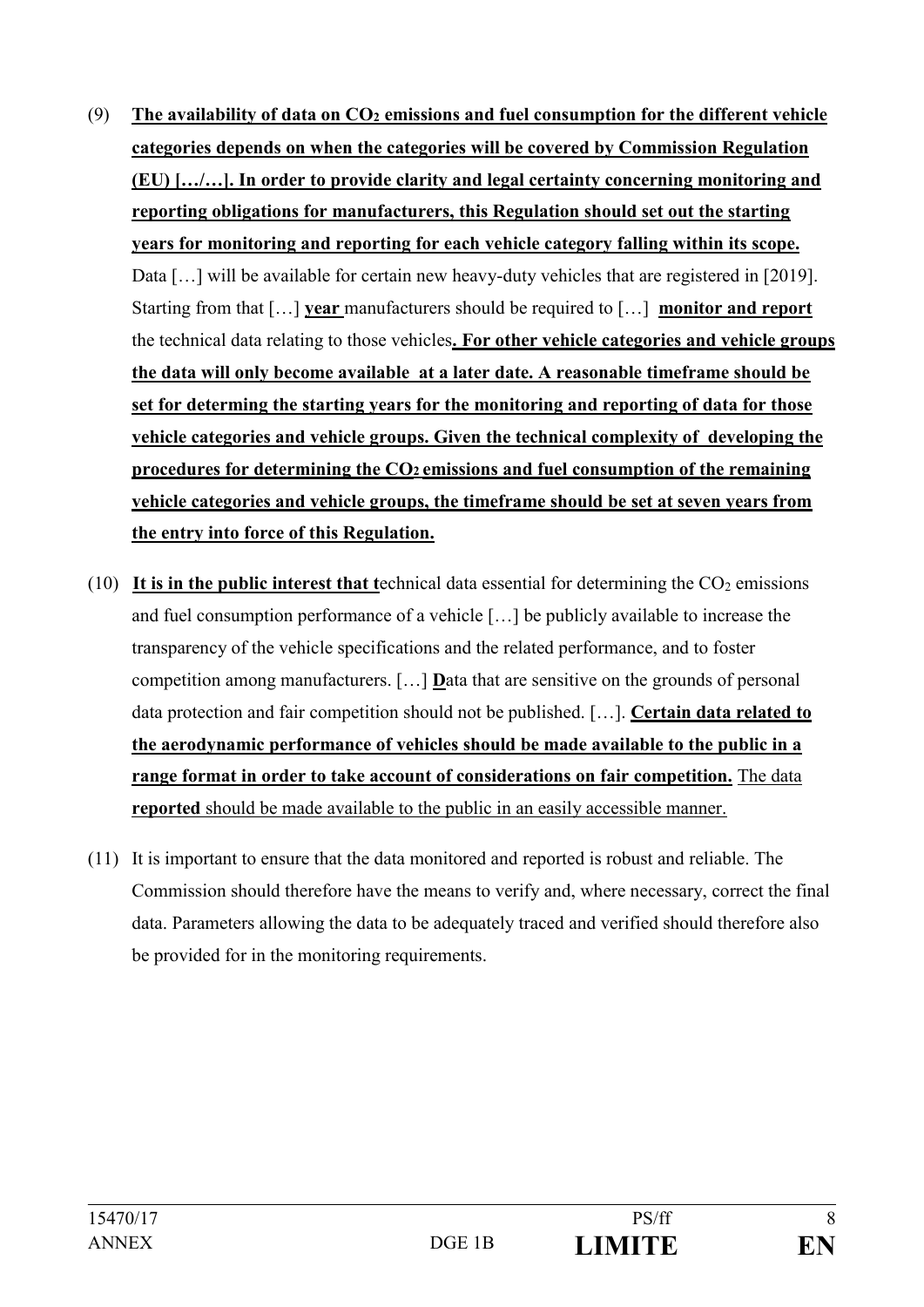(9) **The availability of data on $CO_2$ emissions and fuel consumption for the different vehicle categories depends on when the categories will be covered by Commission Regulation (EU) […/…]. In order to provide clarity and legal certainty concerning monitoring and reporting obligations for manufacturers, this Regulation should set out the starting years for monitoring and reporting for each vehicle category falling within its scope.** Data […] will be available for certain new heavy-duty vehicles that are registered in [2019]. Starting from that […] **year** manufacturers should be required to […] **monitor and report** the technical data relating to those vehicles**. For other vehicle categories and vehicle groups the data will only become available at a later date. A reasonable timeframe should be set for determing the starting years for the monitoring and reporting of data for those vehicle categories and vehicle groups. Given the technical complexity of developing the procedures for determining the $CO_2$ emissions and fuel consumption of the remaining vehicle categories and vehicle groups, the timeframe should be set at seven years from the entry into force of this Regulation.**

(10) **It is in the public interest that t**echnical data essential for determining the $CO_2$ emissions and fuel consumption performance of a vehicle […] be publicly available to increase the transparency of the vehicle specifications and the related performance, and to foster competition among manufacturers. […] **D**ata that are sensitive on the grounds of personal data protection and fair competition should not be published. […]. **Certain data related to the aerodynamic performance of vehicles should be made available to the public in a range format in order to take account of considerations on fair competition.** The data **reported** should be made available to the public in an easily accessible manner.

(11) It is important to ensure that the data monitored and reported is robust and reliable. The Commission should therefore have the means to verify and, where necessary, correct the final data. Parameters allowing the data to be adequately traced and verified should therefore also be provided for in the monitoring requirements.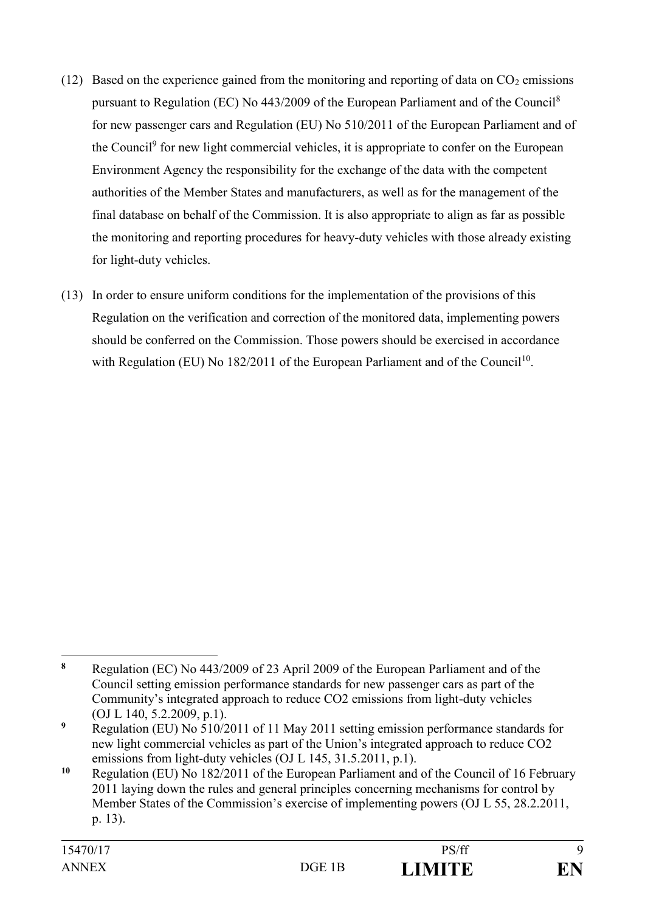(12) Based on the experience gained from the monitoring and reporting of data on $CO_2$ emissions pursuant to Regulation (EC) No 443/2009 of the European Parliament and of the Council[8] for new passenger cars and Regulation (EU) No 510/2011 of the European Parliament and of the Council[9] for new light commercial vehicles, it is appropriate to confer on the European Environment Agency the responsibility for the exchange of the data with the competent authorities of the Member States and manufacturers, as well as for the management of the final database on behalf of the Commission. It is also appropriate to align as far as possible the monitoring and reporting procedures for heavy-duty vehicles with those already existing for light-duty vehicles.

(13) In order to ensure uniform conditions for the implementation of the provisions of this Regulation on the verification and correction of the monitored data, implementing powers should be conferred on the Commission. Those powers should be exercised in accordance with Regulation (EU) No 182/2011 of the European Parliament and of the Council[10].

---

[8] Regulation (EC) No 443/2009 of 23 April 2009 of the European Parliament and of the Council setting emission performance standards for new passenger cars as part of the Community's integrated approach to reduce CO2 emissions from light-duty vehicles (OJ L 140, 5.2.2009, p.1).

[9] Regulation (EU) No 510/2011 of 11 May 2011 setting emission performance standards for new light commercial vehicles as part of the Union's integrated approach to reduce CO2 emissions from light-duty vehicles (OJ L 145, 31.5.2011, p.1).

[10] Regulation (EU) No 182/2011 of the European Parliament and of the Council of 16 February 2011 laying down the rules and general principles concerning mechanisms for control by Member States of the Commission's exercise of implementing powers (OJ L 55, 28.2.2011, p. 13).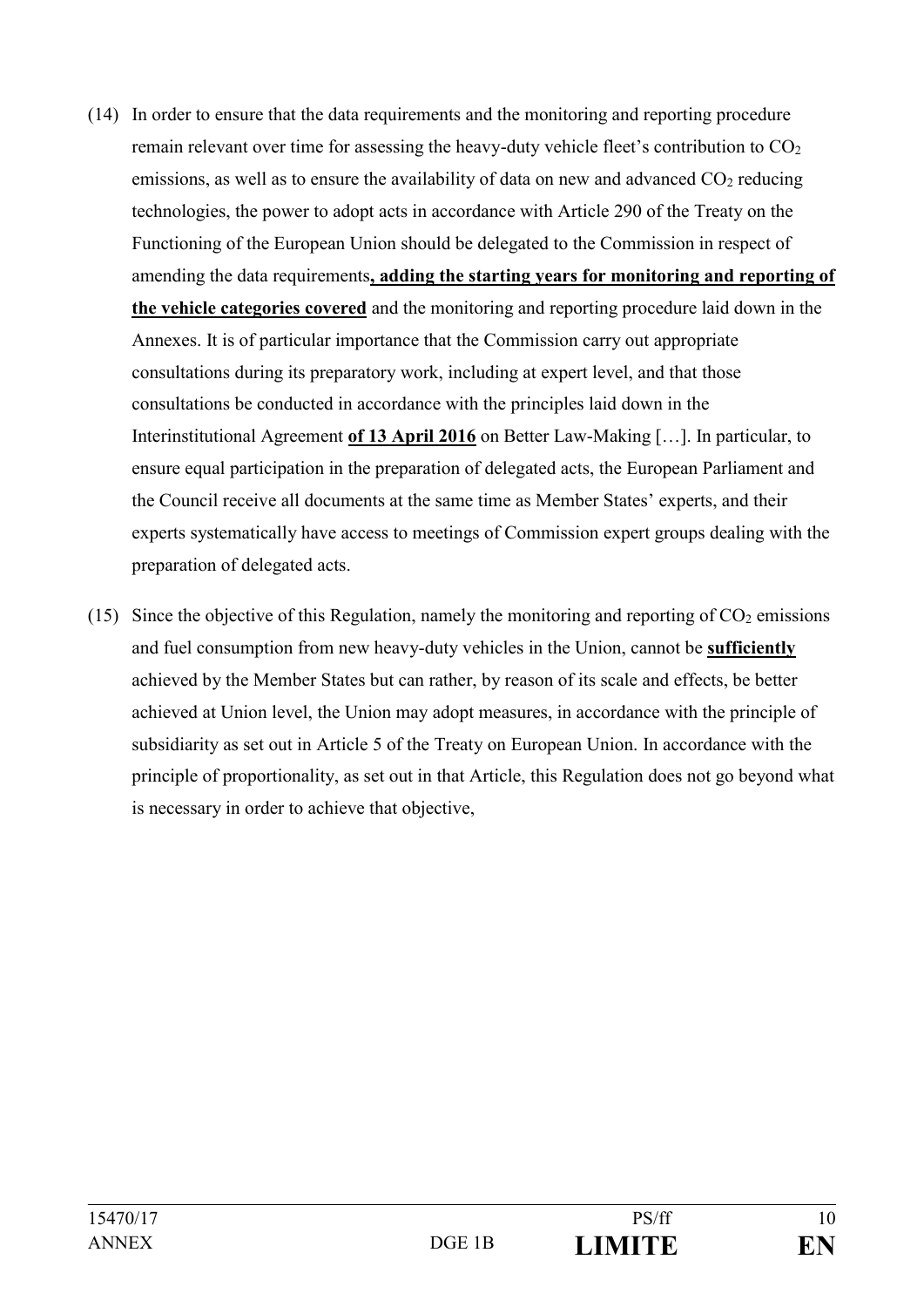(14) In order to ensure that the data requirements and the monitoring and reporting procedure remain relevant over time for assessing the heavy-duty vehicle fleet's contribution to $CO_2$ emissions, as well as to ensure the availability of data on new and advanced $CO_2$ reducing technologies, the power to adopt acts in accordance with Article 290 of the Treaty on the Functioning of the European Union should be delegated to the Commission in respect of amending the data requirements**, adding the starting years for monitoring and reporting of the vehicle categories covered** and the monitoring and reporting procedure laid down in the Annexes. It is of particular importance that the Commission carry out appropriate consultations during its preparatory work, including at expert level, and that those consultations be conducted in accordance with the principles laid down in the Interinstitutional Agreement **of 13 April 2016** on Better Law-Making […]. In particular, to ensure equal participation in the preparation of delegated acts, the European Parliament and the Council receive all documents at the same time as Member States' experts, and their experts systematically have access to meetings of Commission expert groups dealing with the preparation of delegated acts.

(15) Since the objective of this Regulation, namely the monitoring and reporting of $CO_2$ emissions and fuel consumption from new heavy-duty vehicles in the Union, cannot be **sufficiently** achieved by the Member States but can rather, by reason of its scale and effects, be better achieved at Union level, the Union may adopt measures, in accordance with the principle of subsidiarity as set out in Article 5 of the Treaty on European Union. In accordance with the principle of proportionality, as set out in that Article, this Regulation does not go beyond what is necessary in order to achieve that objective,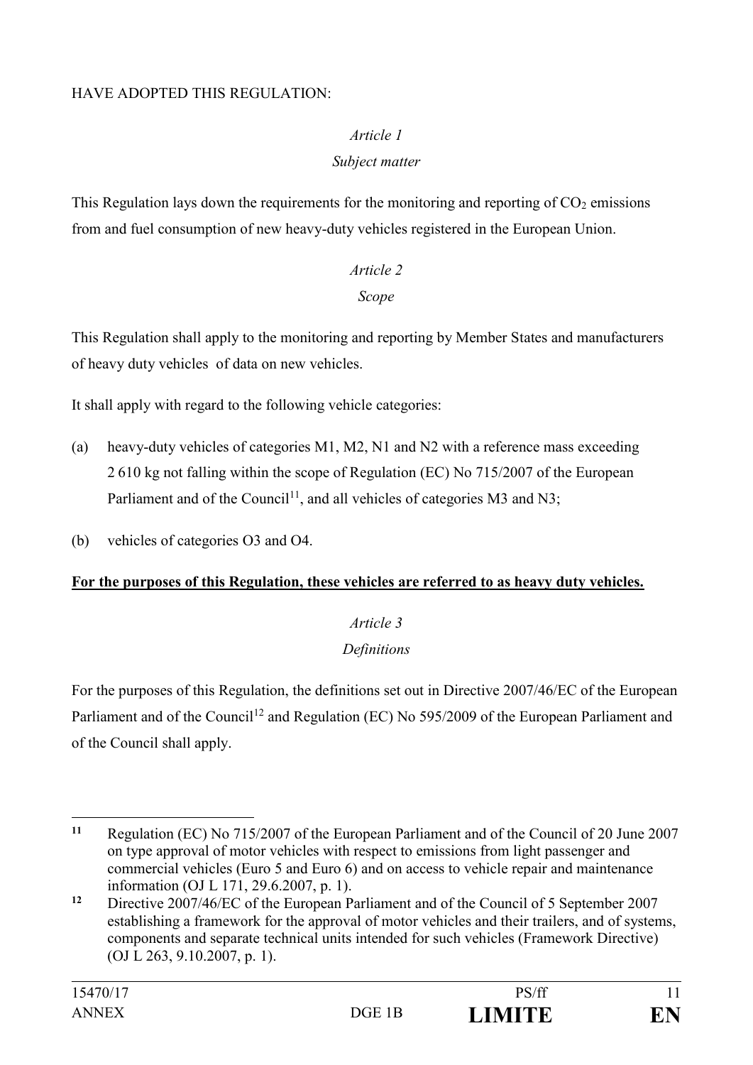HAVE ADOPTED THIS REGULATION:

*Article 1*

*Subject matter*

This Regulation lays down the requirements for the monitoring and reporting of $CO_2$ emissions from and fuel consumption of new heavy-duty vehicles registered in the European Union.

*Article 2*

*Scope*

This Regulation shall apply to the monitoring and reporting by Member States and manufacturers of heavy duty vehicles of data on new vehicles.

It shall apply with regard to the following vehicle categories:

(a) heavy-duty vehicles of categories M1, M2, N1 and N2 with a reference mass exceeding 2 610 kg not falling within the scope of Regulation (EC) No 715/2007 of the European Parliament and of the Council[11], and all vehicles of categories M3 and N3;

(b) vehicles of categories O3 and O4.

**For the purposes of this Regulation, these vehicles are referred to as heavy duty vehicles.**

*Article 3*

*Definitions*

For the purposes of this Regulation, the definitions set out in Directive 2007/46/EC of the European Parliament and of the Council[12] and Regulation (EC) No 595/2009 of the European Parliament and of the Council shall apply.

---

[11] Regulation (EC) No 715/2007 of the European Parliament and of the Council of 20 June 2007 on type approval of motor vehicles with respect to emissions from light passenger and commercial vehicles (Euro 5 and Euro 6) and on access to vehicle repair and maintenance information (OJ L 171, 29.6.2007, p. 1).

[12] Directive 2007/46/EC of the European Parliament and of the Council of 5 September 2007 establishing a framework for the approval of motor vehicles and their trailers, and of systems, components and separate technical units intended for such vehicles (Framework Directive) (OJ L 263, 9.10.2007, p. 1).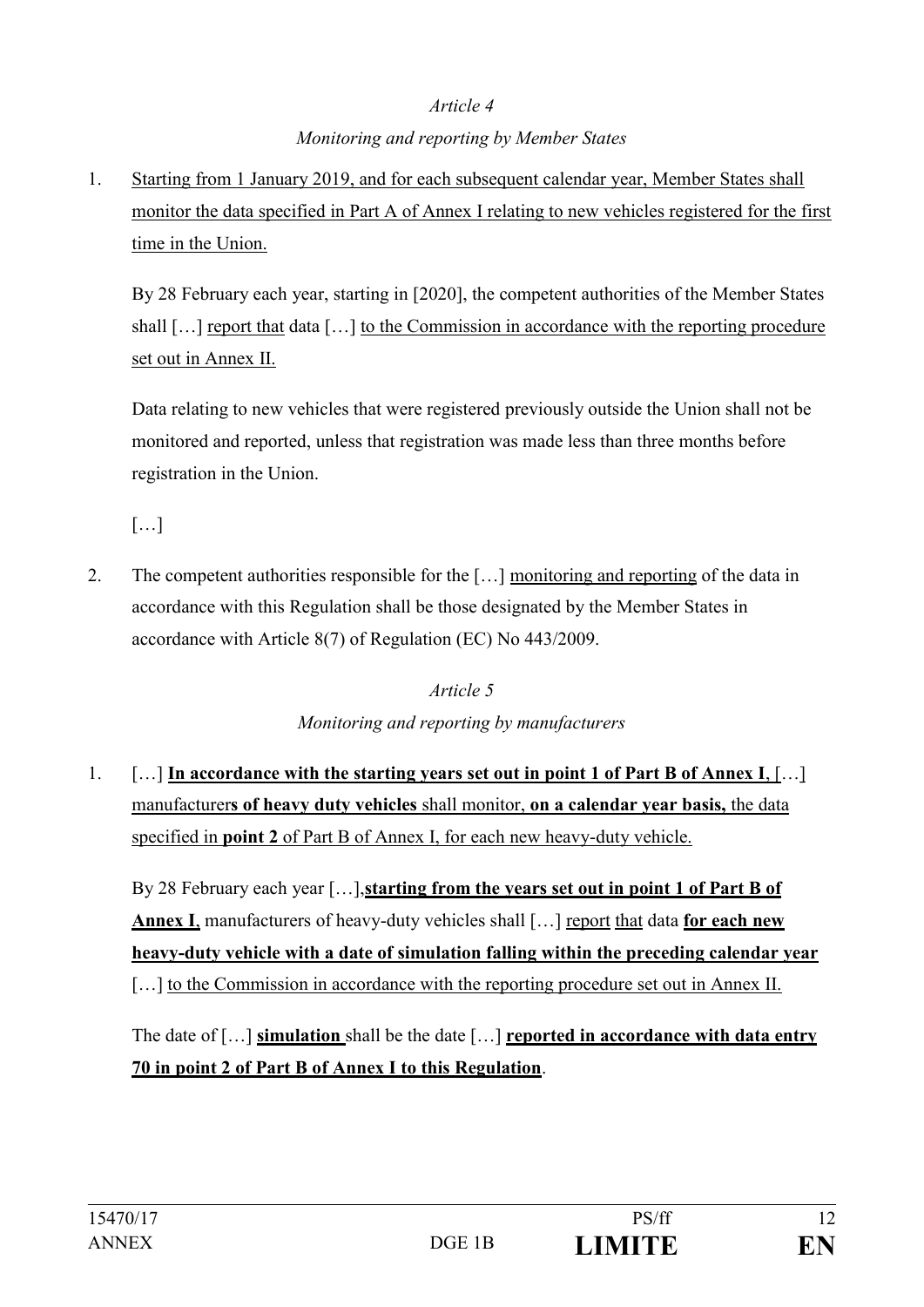*Article 4*

*Monitoring and reporting by Member States*

1. Starting from 1 January 2019, and for each subsequent calendar year, Member States shall monitor the data specified in Part A of Annex I relating to new vehicles registered for the first time in the Union.

   By 28 February each year, starting in [2020], the competent authorities of the Member States shall […] report that data […] to the Commission in accordance with the reporting procedure set out in Annex II.

   Data relating to new vehicles that were registered previously outside the Union shall not be monitored and reported, unless that registration was made less than three months before registration in the Union.

   […]

2. The competent authorities responsible for the […] monitoring and reporting of the data in accordance with this Regulation shall be those designated by the Member States in accordance with Article 8(7) of Regulation (EC) No 443/2009.

*Article 5*

*Monitoring and reporting by manufacturers*

1. […] **In accordance with the starting years set out in point 1 of Part B of Annex I**, […] manufacturer**s of heavy duty vehicles** shall monitor, **on a calendar year basis,** the data specified in **point 2** of Part B of Annex I, for each new heavy-duty vehicle.

   By 28 February each year […], **starting from the years set out in point 1 of Part B of Annex I**, manufacturers of heavy-duty vehicles shall […] report that data **for each new heavy-duty vehicle with a date of simulation falling within the preceding calendar year** […] to the Commission in accordance with the reporting procedure set out in Annex II.

   The date of […] **simulation** shall be the date […] **reported in accordance with data entry 70 in point 2 of Part B of Annex I to this Regulation**.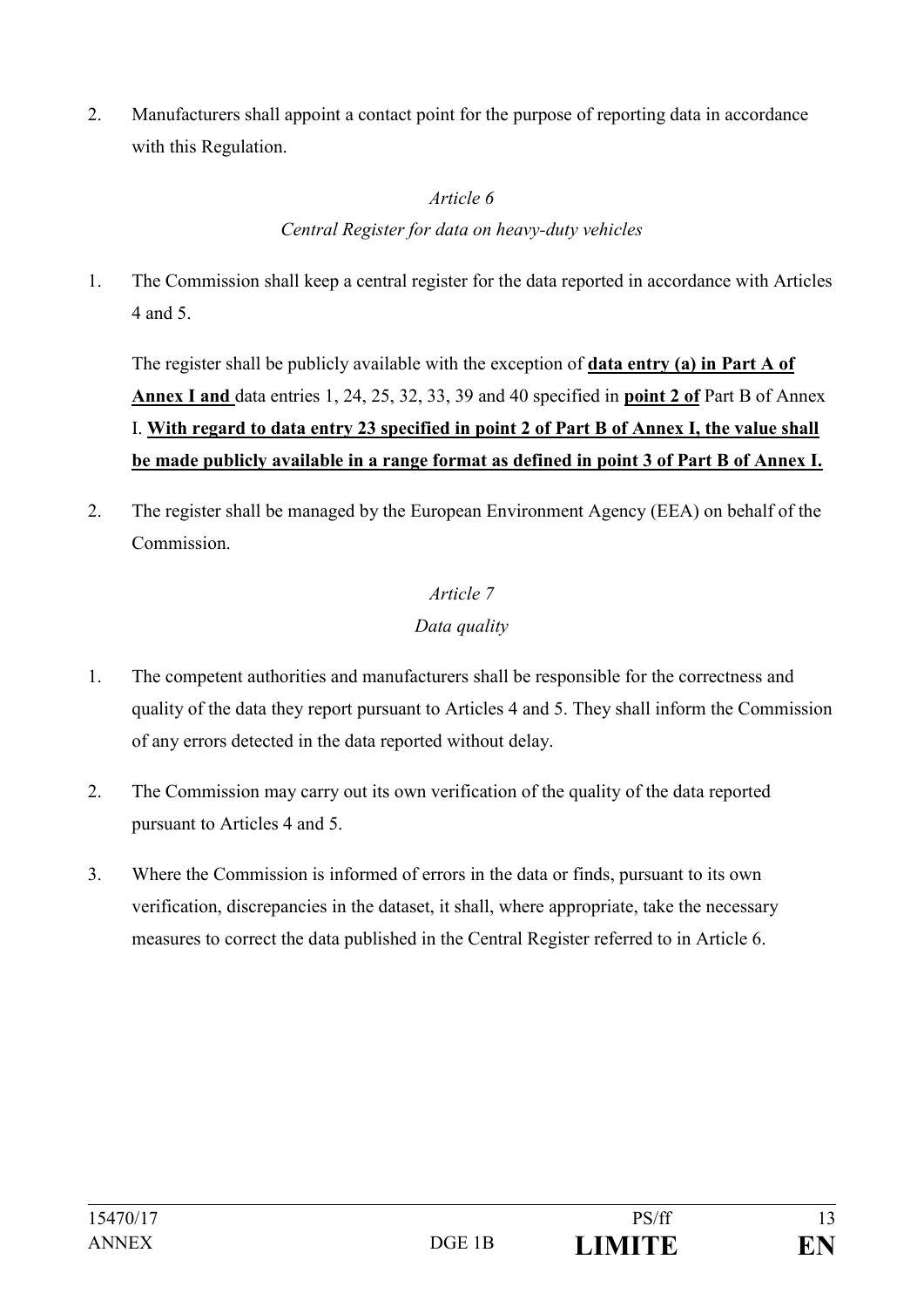2. Manufacturers shall appoint a contact point for the purpose of reporting data in accordance with this Regulation.

*Article 6*

*Central Register for data on heavy-duty vehicles*

1. The Commission shall keep a central register for the data reported in accordance with Articles 4 and 5.

   The register shall be publicly available with the exception of **data entry (a) in Part A of Annex I and** data entries 1, 24, 25, 32, 33, 39 and 40 specified in **point 2 of** Part B of Annex I. **With regard to data entry 23 specified in point 2 of Part B of Annex I, the value shall be made publicly available in a range format as defined in point 3 of Part B of Annex I.**

2. The register shall be managed by the European Environment Agency (EEA) on behalf of the Commission.

*Article 7*

*Data quality*

1. The competent authorities and manufacturers shall be responsible for the correctness and quality of the data they report pursuant to Articles 4 and 5. They shall inform the Commission of any errors detected in the data reported without delay.

2. The Commission may carry out its own verification of the quality of the data reported pursuant to Articles 4 and 5.

3. Where the Commission is informed of errors in the data or finds, pursuant to its own verification, discrepancies in the dataset, it shall, where appropriate, take the necessary measures to correct the data published in the Central Register referred to in Article 6.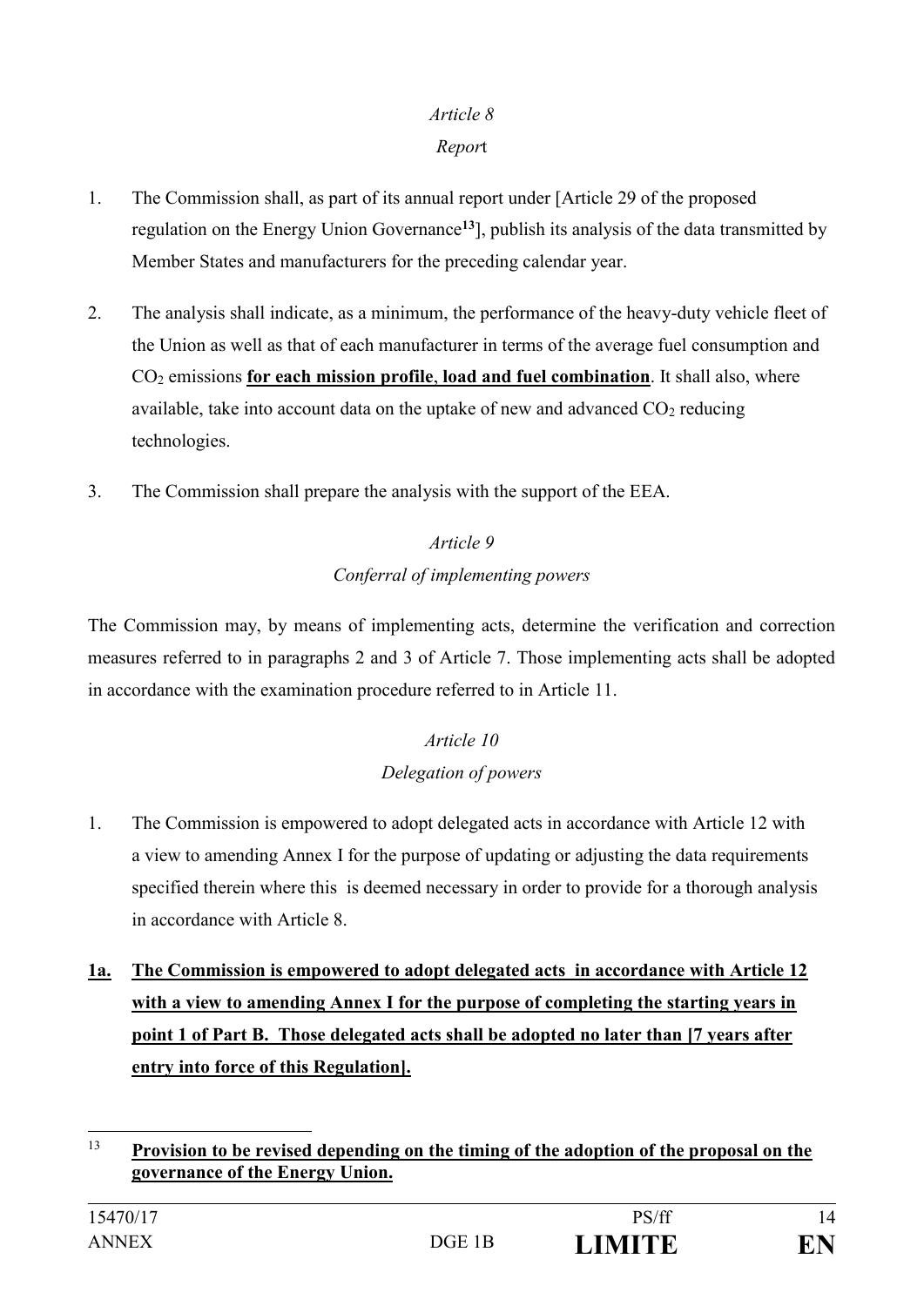*Article 8*

*Report*

1. The Commission shall, as part of its annual report under [Article 29 of the proposed regulation on the Energy Union Governance[13]], publish its analysis of the data transmitted by Member States and manufacturers for the preceding calendar year.

2. The analysis shall indicate, as a minimum, the performance of the heavy-duty vehicle fleet of the Union as well as that of each manufacturer in terms of the average fuel consumption and $CO_2$ emissions **<u>for each mission profile, load and fuel combination</u>**. It shall also, where available, take into account data on the uptake of new and advanced $CO_2$ reducing technologies.

3. The Commission shall prepare the analysis with the support of the EEA.

*Article 9*

*Conferral of implementing powers*

The Commission may, by means of implementing acts, determine the verification and correction measures referred to in paragraphs 2 and 3 of Article 7. Those implementing acts shall be adopted in accordance with the examination procedure referred to in Article 11.

*Article 10*

*Delegation of powers*

1. The Commission is empowered to adopt delegated acts in accordance with Article 12 with a view to amending Annex I for the purpose of updating or adjusting the data requirements specified therein where this is deemed necessary in order to provide for a thorough analysis in accordance with Article 8.

**<u>1a. The Commission is empowered to adopt delegated acts in accordance with Article 12 with a view to amending Annex I for the purpose of completing the starting years in point 1 of Part B. Those delegated acts shall be adopted no later than [7 years after entry into force of this Regulation].</u>**

---

[13] **<u>Provision to be revised depending on the timing of the adoption of the proposal on the governance of the Energy Union.</u>**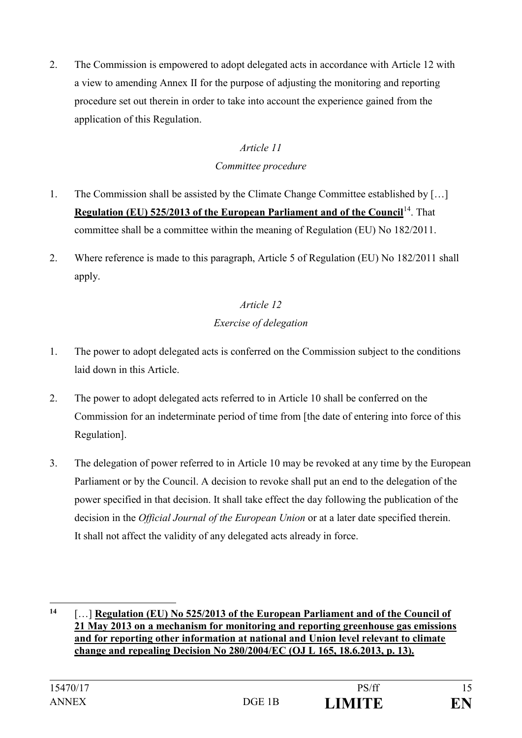2. The Commission is empowered to adopt delegated acts in accordance with Article 12 with a view to amending Annex II for the purpose of adjusting the monitoring and reporting procedure set out therein in order to take into account the experience gained from the application of this Regulation.

*Article 11*

*Committee procedure*

1. The Commission shall be assisted by the Climate Change Committee established by […] **Regulation (EU) 525/2013 of the European Parliament and of the Council**[14]. That committee shall be a committee within the meaning of Regulation (EU) No 182/2011.

2. Where reference is made to this paragraph, Article 5 of Regulation (EU) No 182/2011 shall apply.

*Article 12*

*Exercise of delegation*

1. The power to adopt delegated acts is conferred on the Commission subject to the conditions laid down in this Article.

2. The power to adopt delegated acts referred to in Article 10 shall be conferred on the Commission for an indeterminate period of time from [the date of entering into force of this Regulation].

3. The delegation of power referred to in Article 10 may be revoked at any time by the European Parliament or by the Council. A decision to revoke shall put an end to the delegation of the power specified in that decision. It shall take effect the day following the publication of the decision in the *Official Journal of the European Union* or at a later date specified therein. It shall not affect the validity of any delegated acts already in force.

---

[14] […] **Regulation (EU) No 525/2013 of the European Parliament and of the Council of 21 May 2013 on a mechanism for monitoring and reporting greenhouse gas emissions and for reporting other information at national and Union level relevant to climate change and repealing Decision No 280/2004/EC (OJ L 165, 18.6.2013, p. 13).**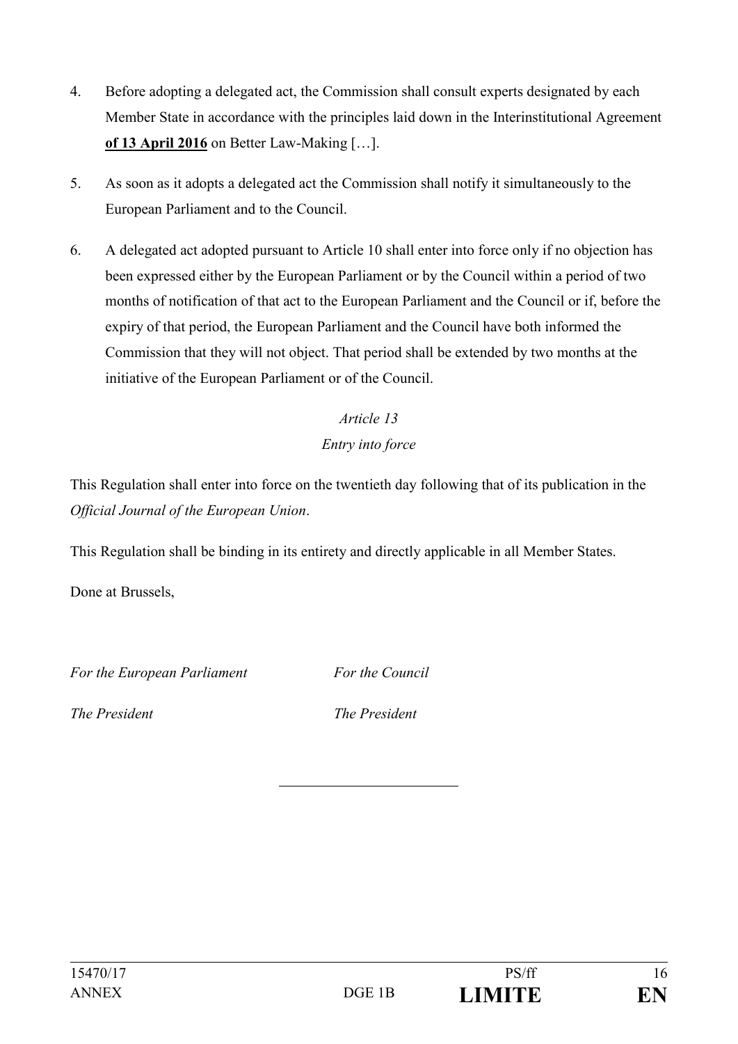4. Before adopting a delegated act, the Commission shall consult experts designated by each Member State in accordance with the principles laid down in the Interinstitutional Agreement **of 13 April 2016** on Better Law-Making […].

5. As soon as it adopts a delegated act the Commission shall notify it simultaneously to the European Parliament and to the Council.

6. A delegated act adopted pursuant to Article 10 shall enter into force only if no objection has been expressed either by the European Parliament or by the Council within a period of two months of notification of that act to the European Parliament and the Council or if, before the expiry of that period, the European Parliament and the Council have both informed the Commission that they will not object. That period shall be extended by two months at the initiative of the European Parliament or of the Council.

*Article 13*

*Entry into force*

This Regulation shall enter into force on the twentieth day following that of its publication in the *Official Journal of the European Union*.

This Regulation shall be binding in its entirety and directly applicable in all Member States.

Done at Brussels,

*For the European Parliament* *For the Council*

*The President* *The President*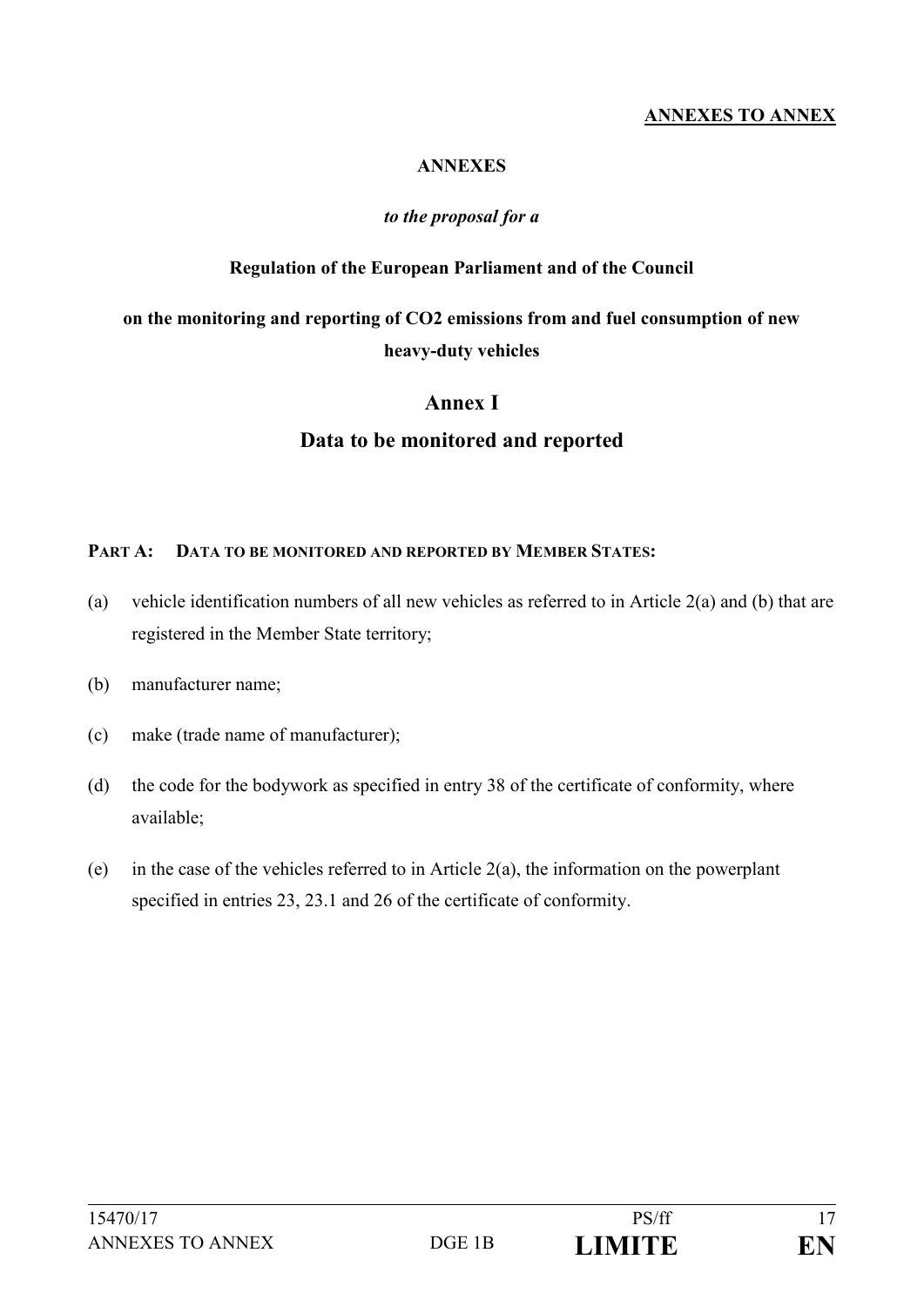**ANNEXES TO ANNEX**

**ANNEXES**

*to the proposal for a*

**Regulation of the European Parliament and of the Council**

**on the monitoring and reporting of CO2 emissions from and fuel consumption of new heavy-duty vehicles**

# Annex I

# Data to be monitored and reported

**PART A: DATA TO BE MONITORED AND REPORTED BY MEMBER STATES:**

(a) vehicle identification numbers of all new vehicles as referred to in Article 2(a) and (b) that are registered in the Member State territory;

(b) manufacturer name;

(c) make (trade name of manufacturer);

(d) the code for the bodywork as specified in entry 38 of the certificate of conformity, where available;

(e) in the case of the vehicles referred to in Article 2(a), the information on the powerplant specified in entries 23, 23.1 and 26 of the certificate of conformity.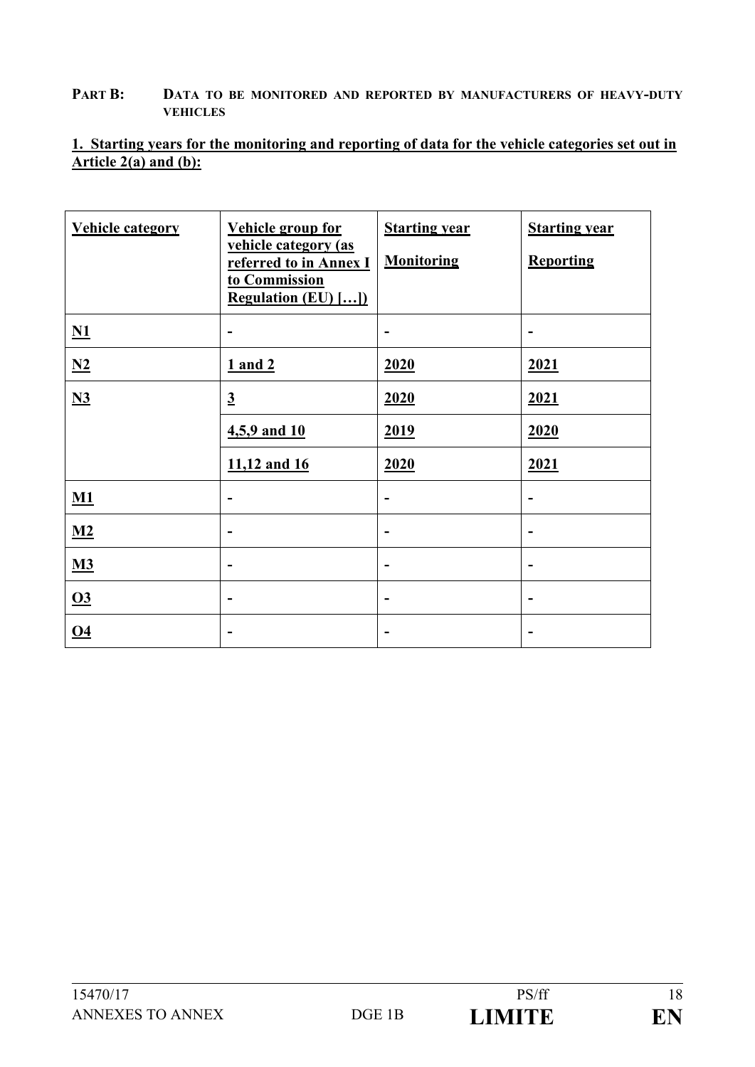**PART B: DATA TO BE MONITORED AND REPORTED BY MANUFACTURERS OF HEAVY-DUTY VEHICLES**

**1. Starting years for the monitoring and reporting of data for the vehicle categories set out in Article 2(a) and (b):**

| Vehicle category | Vehicle group for vehicle category (as referred to in Annex I to Commission Regulation (EU) […]) | Starting year Monitoring | Starting year Reporting |
|---|---|---|---|
| N1 | - | - | - |
| N2 | 1 and 2 | 2020 | 2021 |
| N3 | 3 | 2020 | 2021 |
| | 4,5,9 and 10 | 2019 | 2020 |
| | 11,12 and 16 | 2020 | 2021 |
| M1 | - | - | - |
| M2 | - | - | - |
| M3 | - | - | - |
| O3 | - | - | - |
| O4 | - | - | - |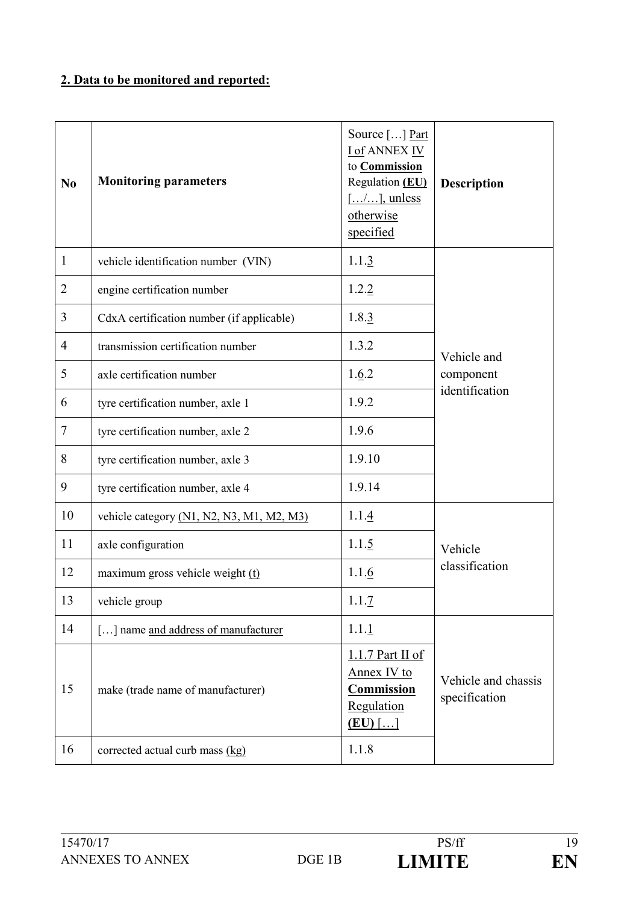**2. Data to be monitored and reported:**

| No | Monitoring parameters | Source […] Part I of ANNEX IV to **Commission** Regulation **(EU)** […/…], unless otherwise specified | Description |
|---|---|---|---|
| 1 | vehicle identification number (VIN) | 1.1.3 | Vehicle and component identification |
| 2 | engine certification number | 1.2.2 | |
| 3 | CdxA certification number (if applicable) | 1.8.3 | |
| 4 | transmission certification number | 1.3.2 | |
| 5 | axle certification number | 1.6.2 | |
| 6 | tyre certification number, axle 1 | 1.9.2 | |
| 7 | tyre certification number, axle 2 | 1.9.6 | |
| 8 | tyre certification number, axle 3 | 1.9.10 | |
| 9 | tyre certification number, axle 4 | 1.9.14 | |
| 10 | vehicle category (N1, N2, N3, M1, M2, M3) | 1.1.4 | Vehicle classification |
| 11 | axle configuration | 1.1.5 | |
| 12 | maximum gross vehicle weight (t) | 1.1.6 | |
| 13 | vehicle group | 1.1.7 | |
| 14 | […] name and address of manufacturer | 1.1.1 | Vehicle and chassis specification |
| 15 | make (trade name of manufacturer) | 1.1.7 Part II of Annex IV to **Commission** Regulation **(EU)** […] | |
| 16 | corrected actual curb mass (kg) | 1.1.8 | |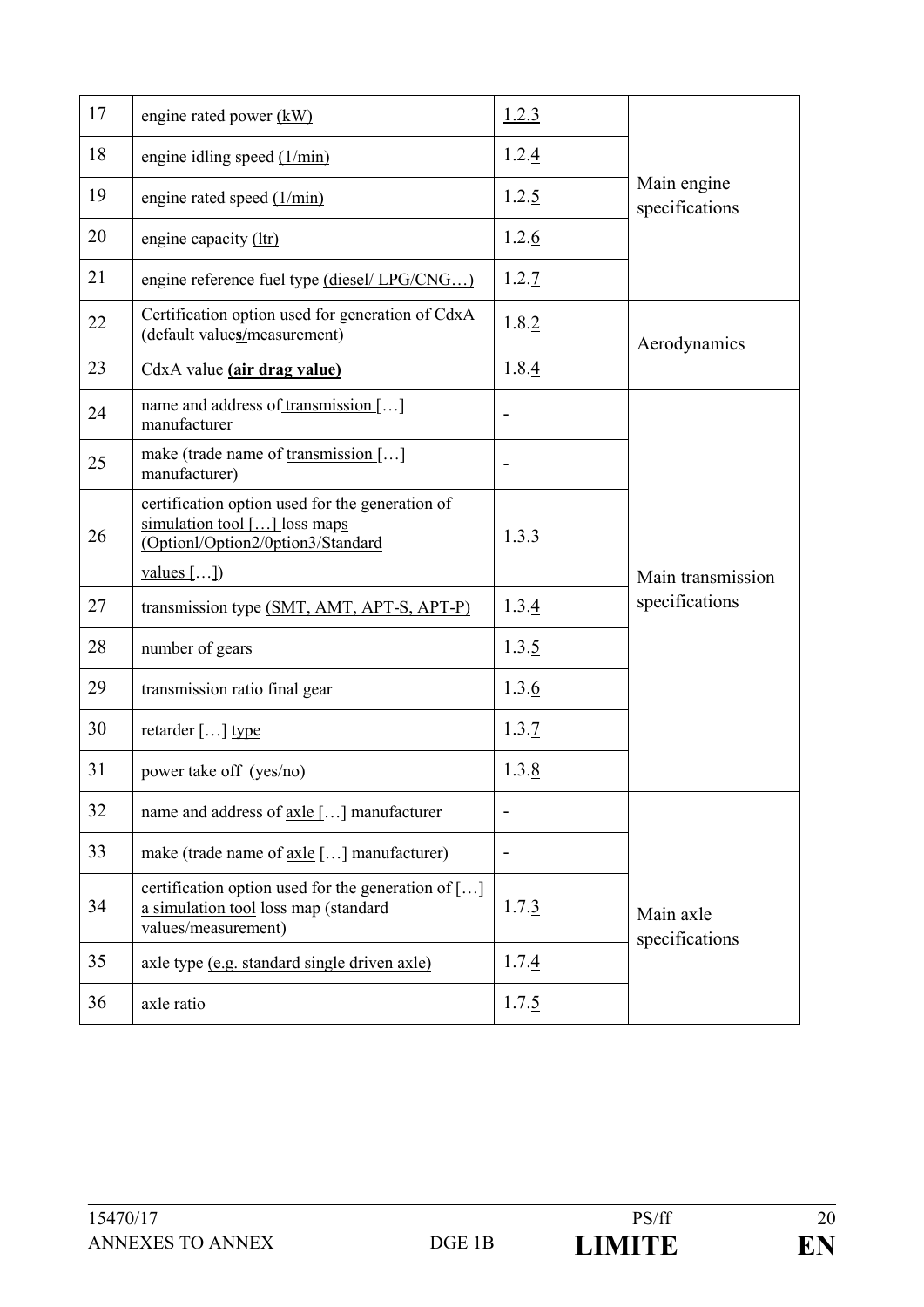| 17 | engine rated power (kW) | 1.2.3 | Main engine specifications |
|---|---|---|---|
| 18 | engine idling speed (1/min) | 1.2.4 | |
| 19 | engine rated speed (1/min) | 1.2.5 | |
| 20 | engine capacity (ltr) | 1.2.6 | |
| 21 | engine reference fuel type (diesel/ LPG/CNG…) | 1.2.7 | |
| 22 | Certification option used for generation of CdxA (default values/measurement) | 1.8.2 | Aerodynamics |
| 23 | CdxA value **(air drag value)** | 1.8.4 | |
| 24 | name and address of transmission […] manufacturer | - | Main transmission specifications |
| 25 | make (trade name of transmission […] manufacturer) | - | |
| 26 | certification option used for the generation of simulation tool […] loss maps (Optionl/Option2/0ption3/Standard values […]) | 1.3.3 | |
| 27 | transmission type (SMT, AMT, APT-S, APT-P) | 1.3.4 | |
| 28 | number of gears | 1.3.5 | |
| 29 | transmission ratio final gear | 1.3.6 | |
| 30 | retarder […] type | 1.3.7 | |
| 31 | power take off (yes/no) | 1.3.8 | |
| 32 | name and address of axle […] manufacturer | - | Main axle specifications |
| 33 | make (trade name of axle […] manufacturer) | - | |
| 34 | certification option used for the generation of […] a simulation tool loss map (standard values/measurement) | 1.7.3 | |
| 35 | axle type (e.g. standard single driven axle) | 1.7.4 | |
| 36 | axle ratio | 1.7.5 | |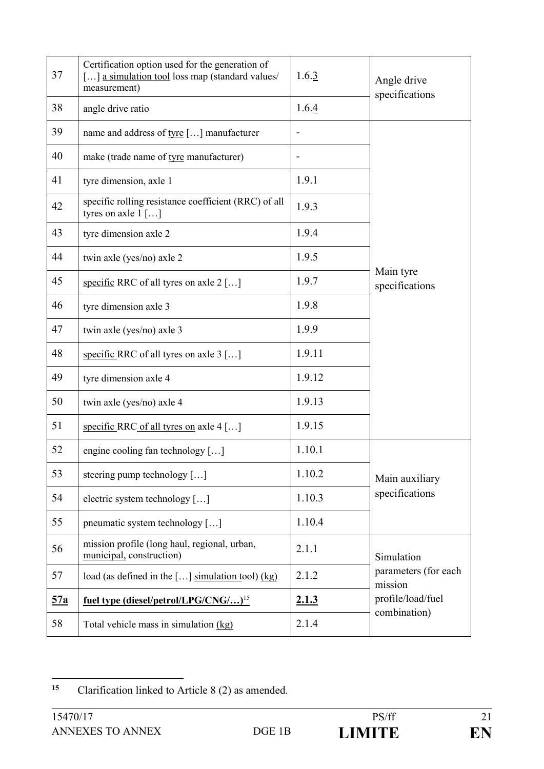| | | | |
|---|---|---|---|
| 37 | Certification option used for the generation of […] a simulation tool loss map (standard values/ measurement) | 1.6.3 | Angle drive specifications |
| 38 | angle drive ratio | 1.6.4 | |
| 39 | name and address of tyre […] manufacturer | - | Main tyre specifications |
| 40 | make (trade name of tyre manufacturer) | - | |
| 41 | tyre dimension, axle 1 | 1.9.1 | |
| 42 | specific rolling resistance coefficient (RRC) of all tyres on axle 1 […] | 1.9.3 | |
| 43 | tyre dimension axle 2 | 1.9.4 | |
| 44 | twin axle (yes/no) axle 2 | 1.9.5 | |
| 45 | specific RRC of all tyres on axle 2 […] | 1.9.7 | |
| 46 | tyre dimension axle 3 | 1.9.8 | |
| 47 | twin axle (yes/no) axle 3 | 1.9.9 | |
| 48 | specific RRC of all tyres on axle 3 […] | 1.9.11 | |
| 49 | tyre dimension axle 4 | 1.9.12 | |
| 50 | twin axle (yes/no) axle 4 | 1.9.13 | |
| 51 | specific RRC of all tyres on axle 4 […] | 1.9.15 | |
| 52 | engine cooling fan technology […] | 1.10.1 | Main auxiliary specifications |
| 53 | steering pump technology […] | 1.10.2 | |
| 54 | electric system technology […] | 1.10.3 | |
| 55 | pneumatic system technology […] | 1.10.4 | |
| 56 | mission profile (long haul, regional, urban, municipal, construction) | 2.1.1 | Simulation parameters (for each mission profile/load/fuel combination) |
| 57 | load (as defined in the […] simulation tool) (kg) | 2.1.2 | |
| **57a** | **fuel type (diesel/petrol/LPG/CNG/…)**[15] | **2.1.3** | |
| 58 | Total vehicle mass in simulation (kg) | 2.1.4 | |

[15] Clarification linked to Article 8 (2) as amended.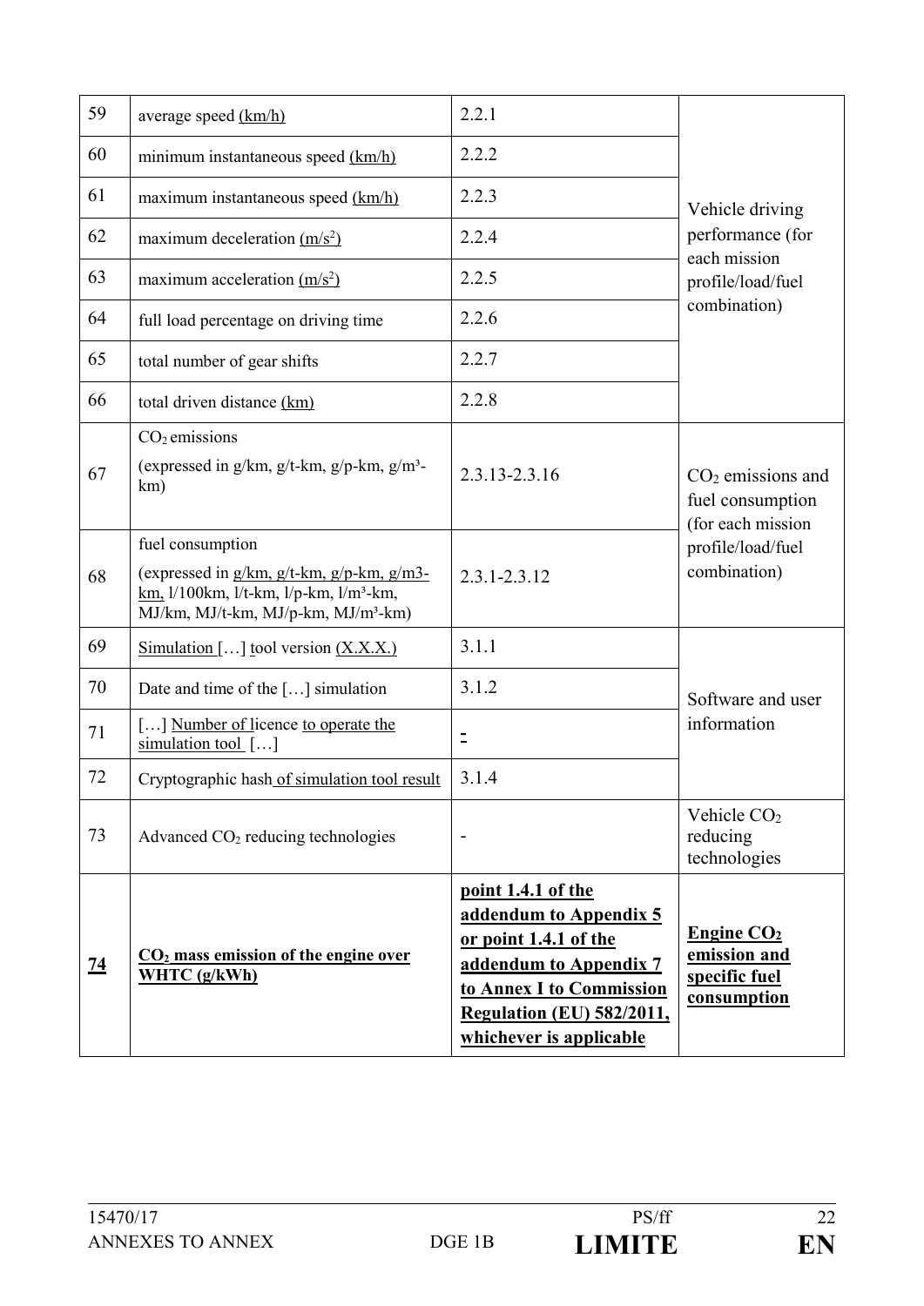| 59 | average speed (km/h) | 2.2.1 | Vehicle driving performance (for each mission profile/load/fuel combination) |
|---|---|---|---|
| 60 | minimum instantaneous speed (km/h) | 2.2.2 | |
| 61 | maximum instantaneous speed (km/h) | 2.2.3 | |
| 62 | maximum deceleration ($m/s^2$) | 2.2.4 | |
| 63 | maximum acceleration ($m/s^2$) | 2.2.5 | |
| 64 | full load percentage on driving time | 2.2.6 | |
| 65 | total number of gear shifts | 2.2.7 | |
| 66 | total driven distance (km) | 2.2.8 | |
| 67 | $CO_2$ emissions (expressed in g/km, g/t-km, g/p-km, g/m³-km) | 2.3.13-2.3.16 | $CO_2$ emissions and fuel consumption (for each mission profile/load/fuel combination) |
| 68 | fuel consumption (expressed in g/km, g/t-km, g/p-km, g/m3-km, l/100km, l/t-km, l/p-km, l/m³-km, MJ/km, MJ/t-km, MJ/p-km, MJ/m³-km) | 2.3.1-2.3.12 | |
| 69 | Simulation […] tool version (X.X.X.) | 3.1.1 | Software and user information |
| 70 | Date and time of the […] simulation | 3.1.2 | |
| 71 | […] Number of licence to operate the simulation tool […] | - | |
| 72 | Cryptographic hash of simulation tool result | 3.1.4 | |
| 73 | Advanced $CO_2$ reducing technologies | - | Vehicle $CO_2$ reducing technologies |
| **74** | **$CO_2$ mass emission of the engine over WHTC (g/kWh)** | **point 1.4.1 of the addendum to Appendix 5 or point 1.4.1 of the addendum to Appendix 7 to Annex I to Commission Regulation (EU) 582/2011, whichever is applicable** | **Engine $CO_2$ emission and specific fuel consumption** |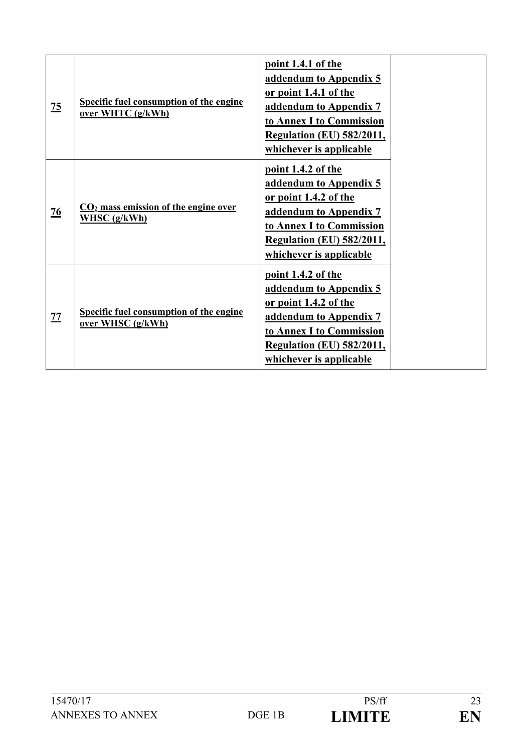| | | | |
|---|---|---|---|
| **75** | **Specific fuel consumption of the engine over WHTC (g/kWh)** | **point 1.4.1 of the addendum to Appendix 5 or point 1.4.1 of the addendum to Appendix 7 to Annex I to Commission Regulation (EU) 582/2011, whichever is applicable** | |
| **76** | **$CO_2$ mass emission of the engine over WHSC (g/kWh)** | **point 1.4.2 of the addendum to Appendix 5 or point 1.4.2 of the addendum to Appendix 7 to Annex I to Commission Regulation (EU) 582/2011, whichever is applicable** | |
| **77** | **Specific fuel consumption of the engine over WHSC (g/kWh)** | **point 1.4.2 of the addendum to Appendix 5 or point 1.4.2 of the addendum to Appendix 7 to Annex I to Commission Regulation (EU) 582/2011, whichever is applicable** | |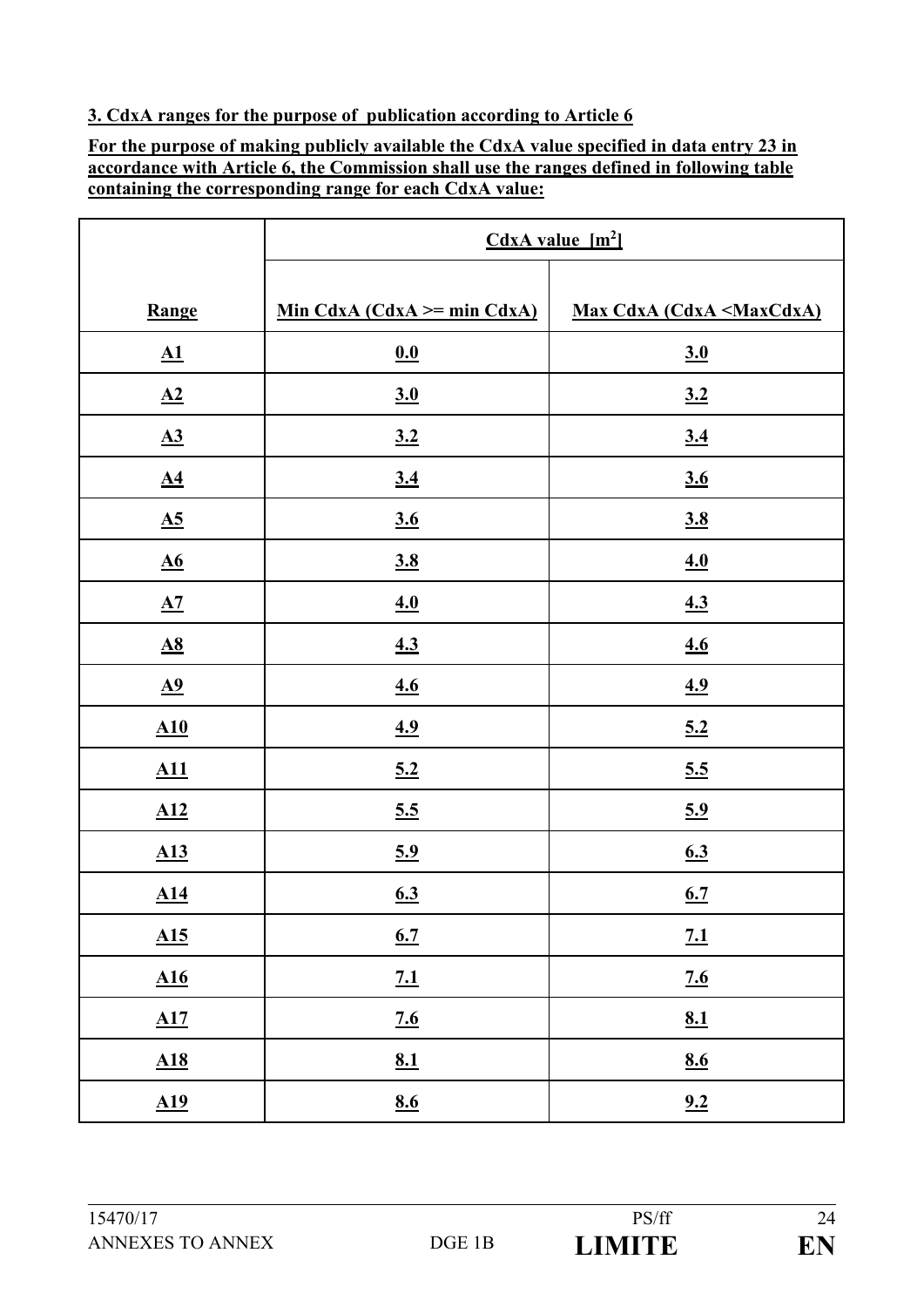**3. CdxA ranges for the purpose of publication according to Article 6**

**For the purpose of making publicly available the CdxA value specified in data entry 23 in accordance with Article 6, the Commission shall use the ranges defined in following table containing the corresponding range for each CdxA value:**

| | CdxA value [$m^2$] | |
|---|---|---|
| **Range** | **Min CdxA (CdxA >= min CdxA)** | **Max CdxA (CdxA <MaxCdxA)** |
| A1 | 0.0 | 3.0 |
| A2 | 3.0 | 3.2 |
| A3 | 3.2 | 3.4 |
| A4 | 3.4 | 3.6 |
| A5 | 3.6 | 3.8 |
| A6 | 3.8 | 4.0 |
| A7 | 4.0 | 4.3 |
| A8 | 4.3 | 4.6 |
| A9 | 4.6 | 4.9 |
| A10 | 4.9 | 5.2 |
| A11 | 5.2 | 5.5 |
| A12 | 5.5 | 5.9 |
| A13 | 5.9 | 6.3 |
| A14 | 6.3 | 6.7 |
| A15 | 6.7 | 7.1 |
| A16 | 7.1 | 7.6 |
| A17 | 7.6 | 8.1 |
| A18 | 8.1 | 8.6 |
| A19 | 8.6 | 9.2 |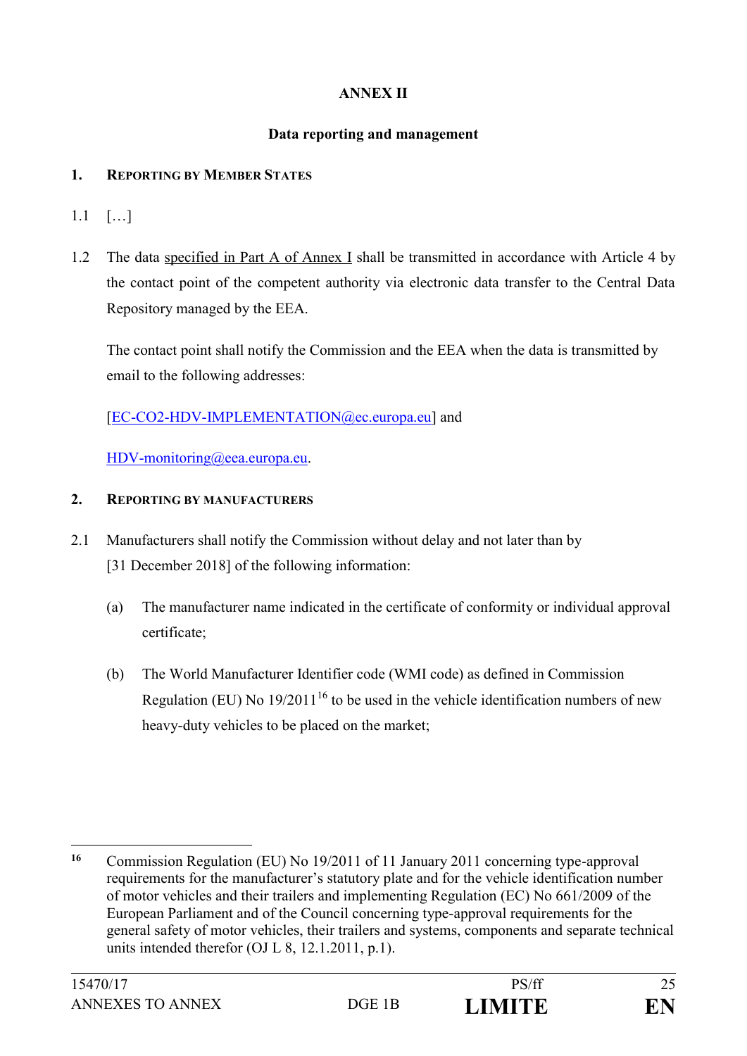# ANNEX II

## Data reporting and management

### 1. Reporting by Member States

1.1 […]

1.2 The data specified in Part A of Annex I shall be transmitted in accordance with Article 4 by the contact point of the competent authority via electronic data transfer to the Central Data Repository managed by the EEA.

The contact point shall notify the Commission and the EEA when the data is transmitted by email to the following addresses:

[EC-CO2-HDV-IMPLEMENTATION@ec.europa.eu] and

HDV-monitoring@eea.europa.eu.

### 2. Reporting by manufacturers

2.1 Manufacturers shall notify the Commission without delay and not later than by [31 December 2018] of the following information:

(a) The manufacturer name indicated in the certificate of conformity or individual approval certificate;

(b) The World Manufacturer Identifier code (WMI code) as defined in Commission Regulation (EU) No 19/2011[16] to be used in the vehicle identification numbers of new heavy-duty vehicles to be placed on the market;

---

[16] Commission Regulation (EU) No 19/2011 of 11 January 2011 concerning type-approval requirements for the manufacturer's statutory plate and for the vehicle identification number of motor vehicles and their trailers and implementing Regulation (EC) No 661/2009 of the European Parliament and of the Council concerning type-approval requirements for the general safety of motor vehicles, their trailers and systems, components and separate technical units intended therefor (OJ L 8, 12.1.2011, p.1).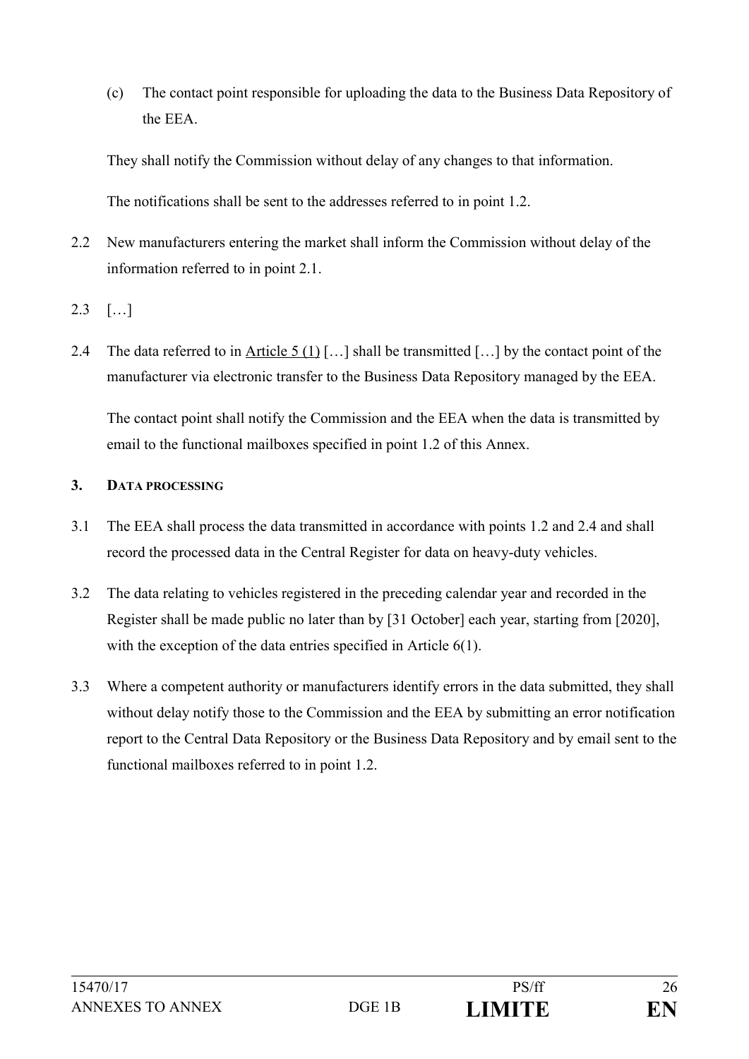(c) The contact point responsible for uploading the data to the Business Data Repository of the EEA.

They shall notify the Commission without delay of any changes to that information.

The notifications shall be sent to the addresses referred to in point 1.2.

2.2 New manufacturers entering the market shall inform the Commission without delay of the information referred to in point 2.1.

2.3 […]

2.4 The data referred to in Article 5 (1) […] shall be transmitted […] by the contact point of the manufacturer via electronic transfer to the Business Data Repository managed by the EEA.

The contact point shall notify the Commission and the EEA when the data is transmitted by email to the functional mailboxes specified in point 1.2 of this Annex.

### 3. DATA PROCESSING

3.1 The EEA shall process the data transmitted in accordance with points 1.2 and 2.4 and shall record the processed data in the Central Register for data on heavy-duty vehicles.

3.2 The data relating to vehicles registered in the preceding calendar year and recorded in the Register shall be made public no later than by [31 October] each year, starting from [2020], with the exception of the data entries specified in Article 6(1).

3.3 Where a competent authority or manufacturers identify errors in the data submitted, they shall without delay notify those to the Commission and the EEA by submitting an error notification report to the Central Data Repository or the Business Data Repository and by email sent to the functional mailboxes referred to in point 1.2.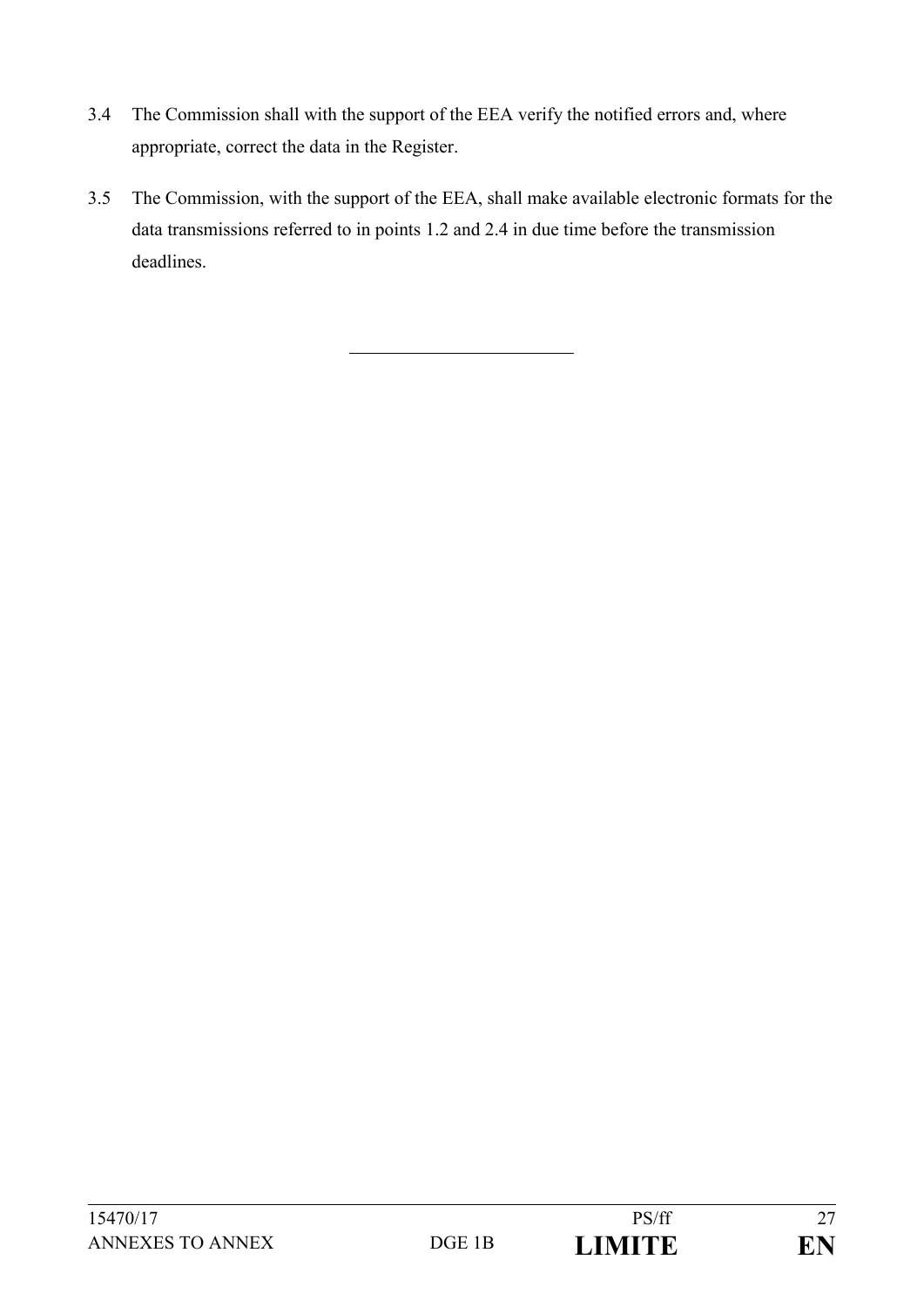3.4 The Commission shall with the support of the EEA verify the notified errors and, where appropriate, correct the data in the Register.

3.5 The Commission, with the support of the EEA, shall make available electronic formats for the data transmissions referred to in points 1.2 and 2.4 in due time before the transmission deadlines.

---